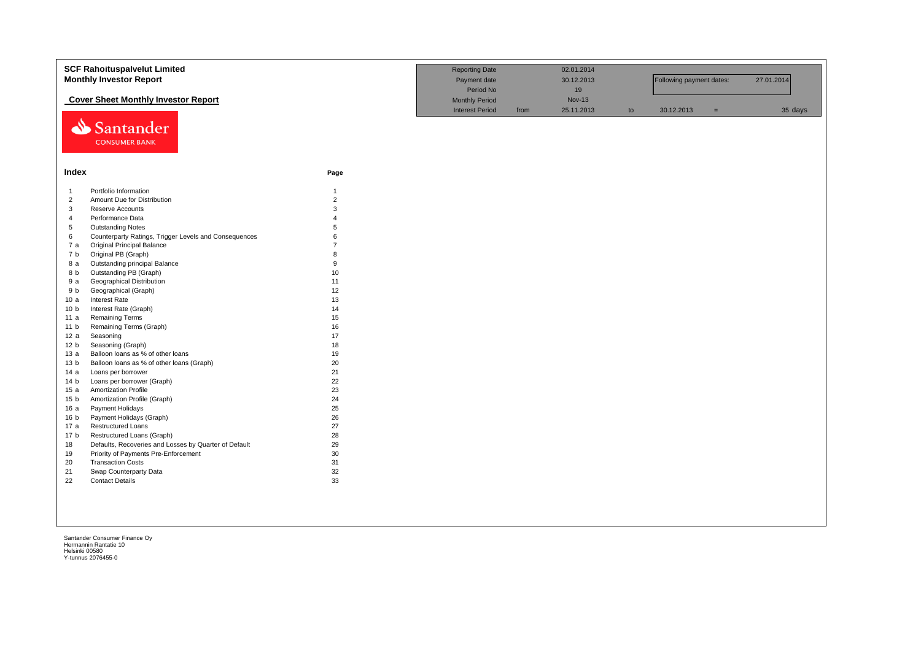**SCF Rahoituspalvelut Limited**
**Monthly Investor Report**

## Cover Sheet Monthly Investor Report

| | | | | | | |
|---|---|---|---|---|---|---|
| Reporting Date | | 02.01.2014 | | | | |
| Payment date | | 30.12.2013 | | Following payment dates: | | 27.01.2014 |
| Period No | | 19 | | | | |
| Monthly Period | | Nov-13 | | | | |
| Interest Period | from | 25.11.2013 | to | 30.12.2013 | = | 35 days |

Santander
CONSUMER BANK

## Index

| | | Page |
|---|---|---|
| 1 | Portfolio Information | 1 |
| 2 | Amount Due for Distribution | 2 |
| 3 | Reserve Accounts | 3 |
| 4 | Performance Data | 4 |
| 5 | Outstanding Notes | 5 |
| 6 | Counterparty Ratings, Trigger Levels and Consequences | 6 |
| 7 a | Original Principal Balance | 7 |
| 7 b | Original PB (Graph) | 8 |
| 8 a | Outstanding principal Balance | 9 |
| 8 b | Outstanding PB (Graph) | 10 |
| 9 a | Geographical Distribution | 11 |
| 9 b | Geographical (Graph) | 12 |
| 10 a | Interest Rate | 13 |
| 10 b | Interest Rate (Graph) | 14 |
| 11 a | Remaining Terms | 15 |
| 11 b | Remaining Terms (Graph) | 16 |
| 12 a | Seasoning | 17 |
| 12 b | Seasoning (Graph) | 18 |
| 13 a | Balloon loans as % of other loans | 19 |
| 13 b | Balloon loans as % of other loans (Graph) | 20 |
| 14 a | Loans per borrower | 21 |
| 14 b | Loans per borrower (Graph) | 22 |
| 15 a | Amortization Profile | 23 |
| 15 b | Amortization Profile (Graph) | 24 |
| 16 a | Payment Holidays | 25 |
| 16 b | Payment Holidays (Graph) | 26 |
| 17 a | Restructured Loans | 27 |
| 17 b | Restructured Loans (Graph) | 28 |
| 18 | Defaults, Recoveries and Losses by Quarter of Default | 29 |
| 19 | Priority of Payments Pre-Enforcement | 30 |
| 20 | Transaction Costs | 31 |
| 21 | Swap Counterparty Data | 32 |
| 22 | Contact Details | 33 |

Santander Consumer Finance Oy
Hermannin Rantatie 10
Helsinki 00580
Y-tunnus 2076455-0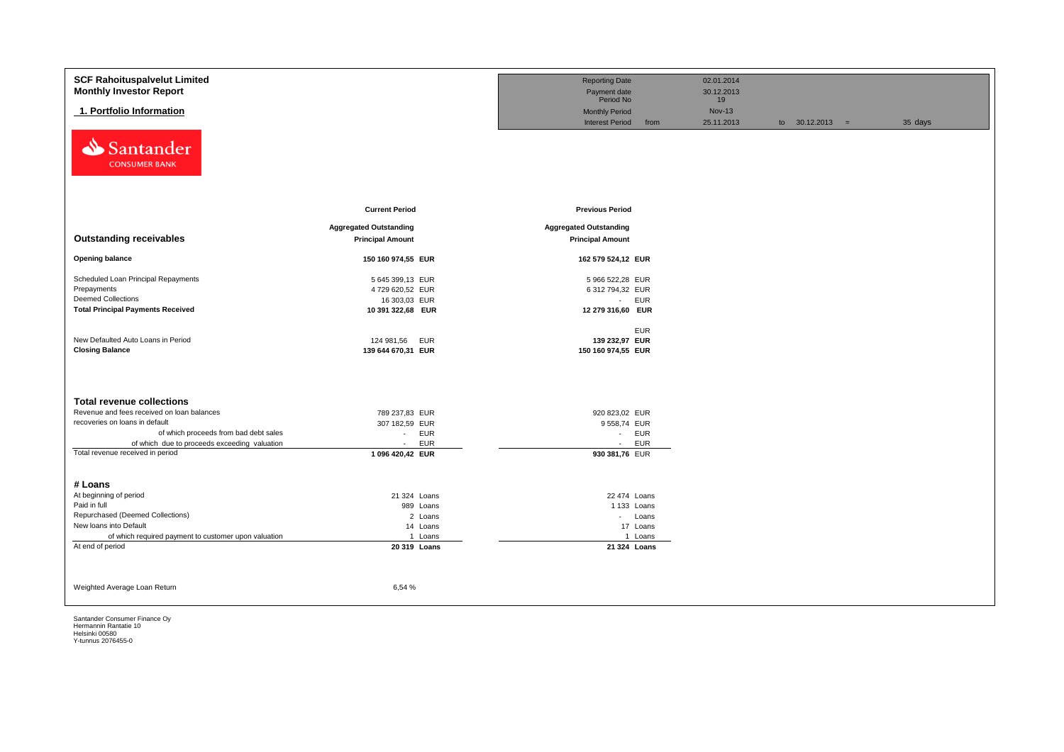**SCF Rahoituspalvelut Limited**
**Monthly Investor Report**

## 1. Portfolio Information

| | | | | |
|---|---|---|---|---|
| Reporting Date | | 02.01.2014 | | |
| Payment date | | 30.12.2013 | | |
| Period No | | 19 | | |
| Monthly Period | | Nov-13 | | |
| Interest Period | from | 25.11.2013 | to 30.12.2013 = | 35 days |

Santander CONSUMER BANK

| | Current Period | | Previous Period | |
|---|---|---|---|---|
| **Outstanding receivables** | **Aggregated Outstanding Principal Amount** | | **Aggregated Outstanding Principal Amount** | |
| **Opening balance** | **150 160 974,55** | **EUR** | **162 579 524,12** | **EUR** |
| Scheduled Loan Principal Repayments | 5 645 399,13 | EUR | 5 966 522,28 | EUR |
| Prepayments | 4 729 620,52 | EUR | 6 312 794,32 | EUR |
| Deemed Collections | 16 303,03 | EUR | - | EUR |
| **Total Principal Payments Received** | **10 391 322,68** | **EUR** | **12 279 316,60** | **EUR** |
| | | | | EUR |
| New Defaulted Auto Loans in Period | 124 981,56 | EUR | **139 232,97** | **EUR** |
| **Closing Balance** | **139 644 670,31** | **EUR** | **150 160 974,55** | **EUR** |

| | | | | |
|---|---|---|---|---|
| **Total revenue collections** | | | | |
| Revenue and fees received on loan balances | 789 237,83 | EUR | 920 823,02 | EUR |
| recoveries on loans in default | 307 182,59 | EUR | 9 558,74 | EUR |
| of which proceeds from bad debt sales | - | EUR | - | EUR |
| of which due to proceeds exceeding valuation | - | EUR | - | EUR |
| Total revenue received in period | **1 096 420,42** | **EUR** | **930 381,76** | EUR |

| | | | | |
|---|---|---|---|---|
| **# Loans** | | | | |
| At beginning of period | 21 324 | Loans | 22 474 | Loans |
| Paid in full | 989 | Loans | 1 133 | Loans |
| Repurchased (Deemed Collections) | 2 | Loans | - | Loans |
| New loans into Default | 14 | Loans | 17 | Loans |
| of which required payment to customer upon valuation | 1 | Loans | 1 | Loans |
| At end of period | **20 319** | **Loans** | **21 324** | **Loans** |

Weighted Average Loan Return 6,54 %

Santander Consumer Finance Oy
Hermannin Rantatie 10
Helsinki 00580
Y-tunnus 2076455-0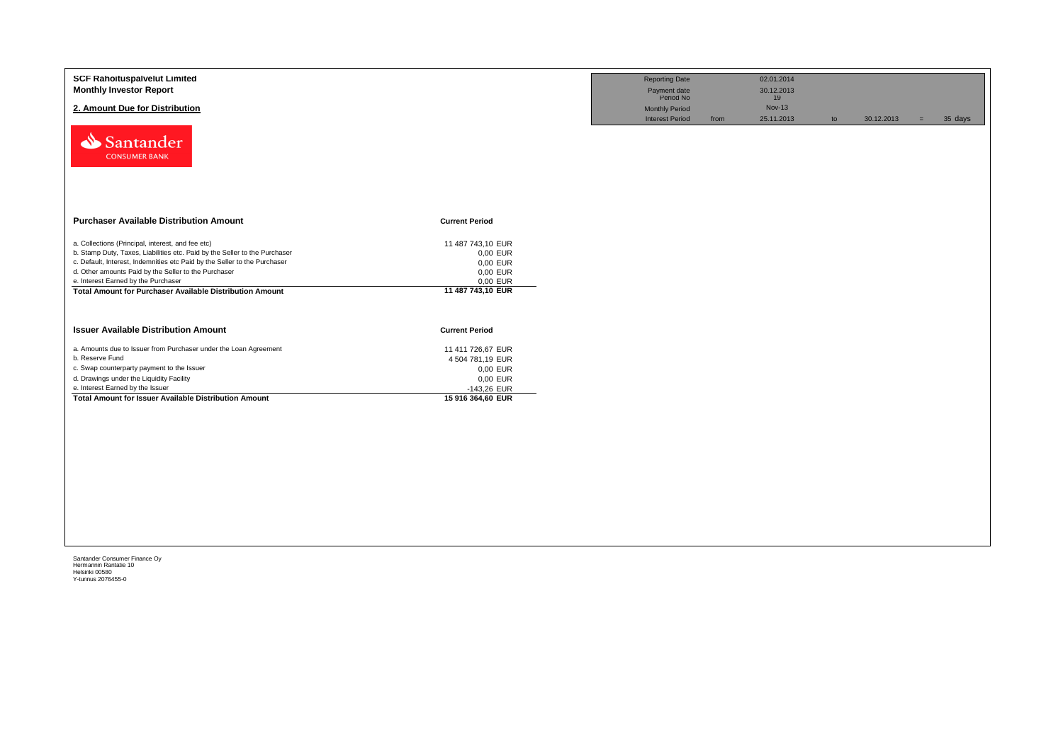**SCF Rahoituspalvelut Limited**
**Monthly Investor Report**

## 2. Amount Due for Distribution

| | | | | | | |
|---|---|---|---|---|---|---|
| Reporting Date | | 02.01.2014 | | | | |
| Payment date | | 30.12.2013 | | | | |
| Period No | | 19 | | | | |
| Monthly Period | | Nov-13 | | | | |
| Interest Period | from | 25.11.2013 | to | 30.12.2013 | = | 35 days |

Santander
CONSUMER BANK

| Purchaser Available Distribution Amount | Current Period |
|---|---|
| a. Collections (Principal, interest, and fee etc) | 11 487 743,10 EUR |
| b. Stamp Duty, Taxes, Liabilities etc. Paid by the Seller to the Purchaser | 0,00 EUR |
| c. Default, Interest, Indemnities etc Paid by the Seller to the Purchaser | 0,00 EUR |
| d. Other amounts Paid by the Seller to the Purchaser | 0,00 EUR |
| e. Interest Earned by the Purchaser | 0,00 EUR |
| **Total Amount for Purchaser Available Distribution Amount** | **11 487 743,10 EUR** |

| Issuer Available Distribution Amount | Current Period |
|---|---|
| a. Amounts due to Issuer from Purchaser under the Loan Agreement | 11 411 726,67 EUR |
| b. Reserve Fund | 4 504 781,19 EUR |
| c. Swap counterparty payment to the Issuer | 0,00 EUR |
| d. Drawings under the Liquidity Facility | 0,00 EUR |
| e. Interest Earned by the Issuer | -143,26 EUR |
| **Total Amount for Issuer Available Distribution Amount** | **15 916 364,60 EUR** |

Santander Consumer Finance Oy
Hermannin Rantatie 10
Helsinki 00580
Y-tunnus 2076455-0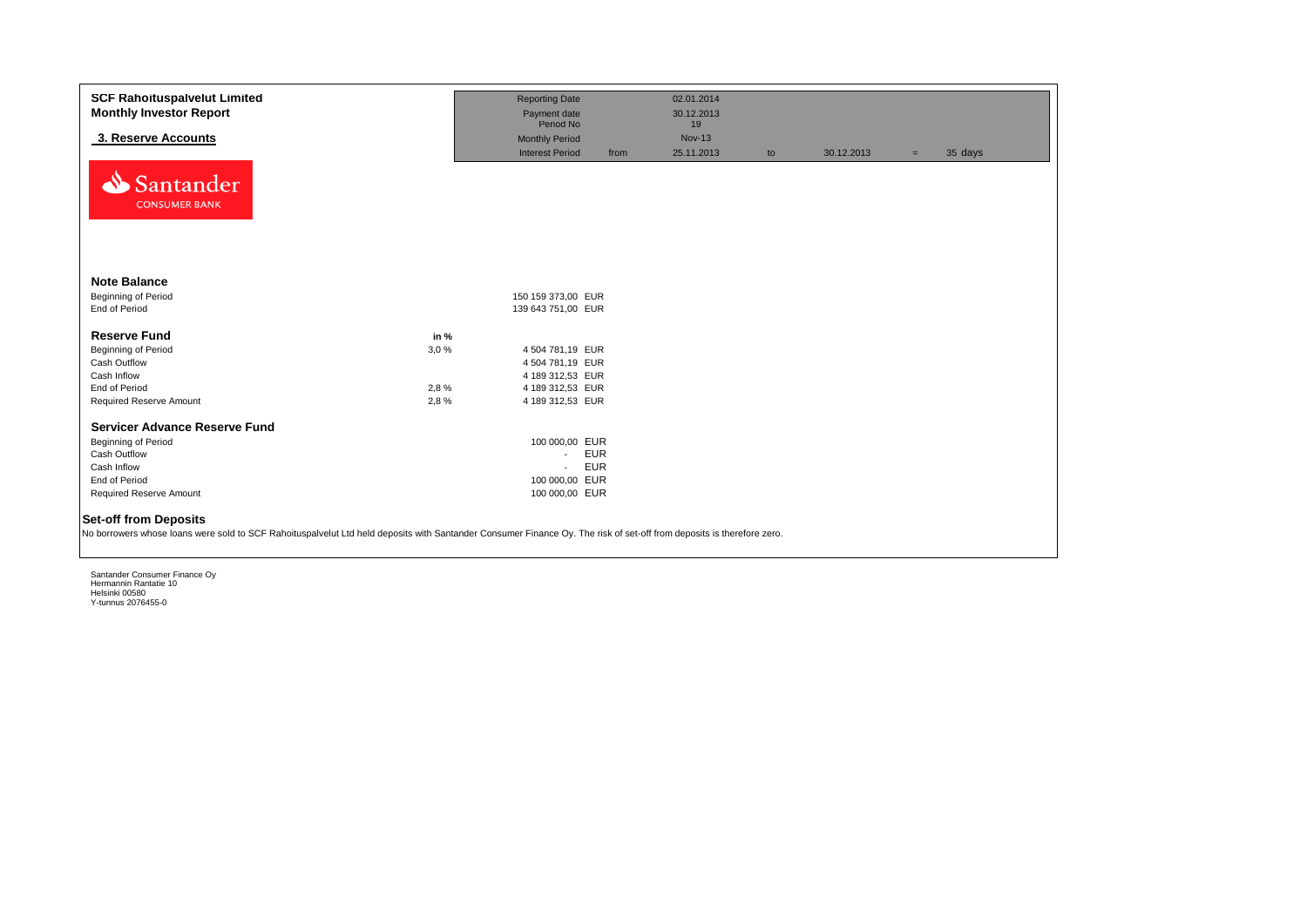**SCF Rahoituspalvelut Limited**
**Monthly Investor Report**

## 3. Reserve Accounts

| | | | | | | | |
|---|---|---|---|---|---|---|---|
| Reporting Date | | 02.01.2014 | | | | | |
| Payment date | | 30.12.2013 | | | | | |
| Period No | | 19 | | | | | |
| Monthly Period | | Nov-13 | | | | | |
| Interest Period | from | 25.11.2013 | to | 30.12.2013 | = | 35 | days |

Santander CONSUMER BANK

### Note Balance

| | | |
|---|---|---|
| Beginning of Period | 150 159 373,00 | EUR |
| End of Period | 139 643 751,00 | EUR |

### Reserve Fund

| | in % | | |
|---|---|---|---|
| Beginning of Period | 3,0 % | 4 504 781,19 | EUR |
| Cash Outflow | | 4 504 781,19 | EUR |
| Cash Inflow | | 4 189 312,53 | EUR |
| End of Period | 2,8 % | 4 189 312,53 | EUR |
| Required Reserve Amount | 2,8 % | 4 189 312,53 | EUR |

### Servicer Advance Reserve Fund

| | | |
|---|---|---|
| Beginning of Period | 100 000,00 | EUR |
| Cash Outflow | - | EUR |
| Cash Inflow | - | EUR |
| End of Period | 100 000,00 | EUR |
| Required Reserve Amount | 100 000,00 | EUR |

### Set-off from Deposits

No borrowers whose loans were sold to SCF Rahoituspalvelut Ltd held deposits with Santander Consumer Finance Oy. The risk of set-off from deposits is therefore zero.

Santander Consumer Finance Oy
Hermannin Rantatie 10
Helsinki 00580
Y-tunnus 2076455-0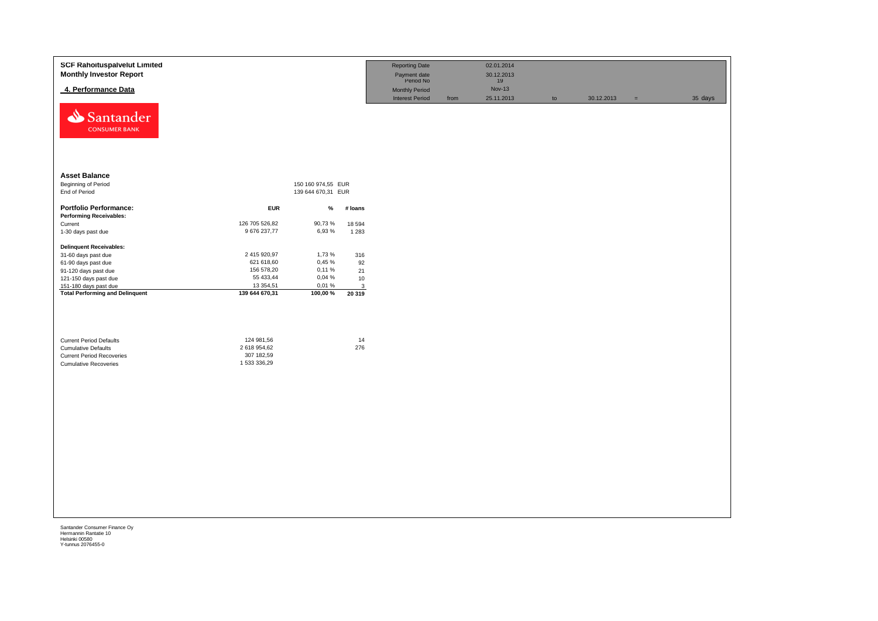**SCF Rahoituspalvelut Limited**
**Monthly Investor Report**

## 4. Performance Data

| | | | | | | |
|---|---|---|---|---|---|---|
| Reporting Date | | 02.01.2014 | | | | |
| Payment date | | 30.12.2013 | | | | |
| Period No | | 19 | | | | |
| Monthly Period | | Nov-13 | | | | |
| Interest Period | from | 25.11.2013 | to | 30.12.2013 | = | 35 days |

Santander CONSUMER BANK

### Asset Balance

| | | |
|---|---|---|
| Beginning of Period | 150 160 974,55 | EUR |
| End of Period | 139 644 670,31 | EUR |

| Portfolio Performance: | EUR | % | # loans |
|---|---|---|---|
| **Performing Receivables:** | | | |
| Current | 126 705 526,82 | 90,73 % | 18 594 |
| 1-30 days past due | 9 676 237,77 | 6,93 % | 1 283 |
| **Delinquent Receivables:** | | | |
| 31-60 days past due | 2 415 920,97 | 1,73 % | 316 |
| 61-90 days past due | 621 618,60 | 0,45 % | 92 |
| 91-120 days past due | 156 578,20 | 0,11 % | 21 |
| 121-150 days past due | 55 433,44 | 0,04 % | 10 |
| 151-180 days past due | 13 354,51 | 0,01 % | 3 |
| **Total Performing and Delinquent** | **139 644 670,31** | **100,00 %** | **20 319** |

| | | |
|---|---|---|
| Current Period Defaults | 124 981,56 | 14 |
| Cumulative Defaults | 2 618 954,62 | 276 |
| Current Period Recoveries | 307 182,59 | |
| Cumulative Recoveries | 1 533 336,29 | |

Santander Consumer Finance Oy
Hermannin Rantatie 10
Helsinki 00580
Y-tunnus 2076455-0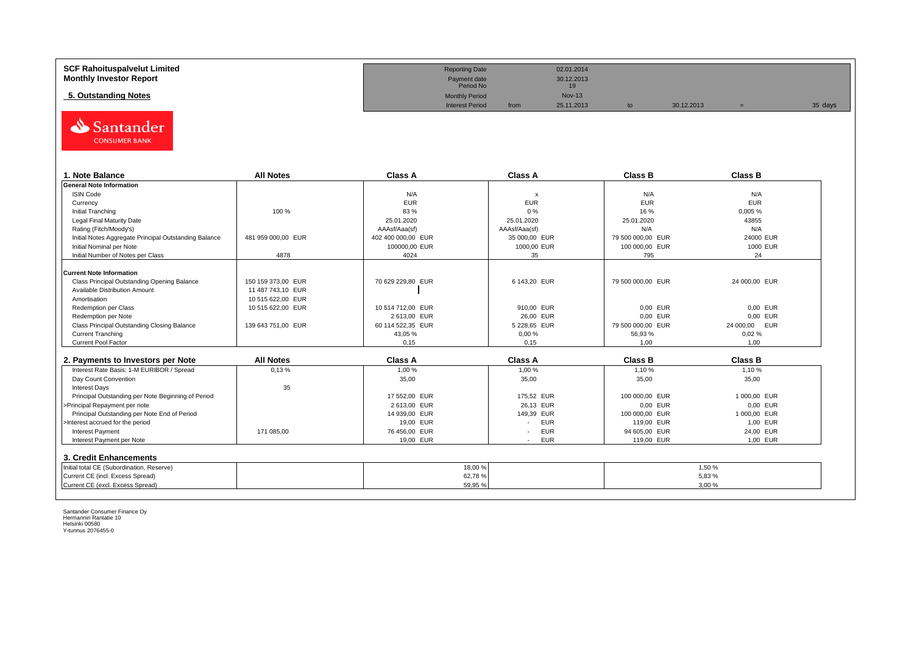**SCF Rahoituspalvelut Limited**
**Monthly Investor Report**

**5. Outstanding Notes**

| | | | | | | |
|---|---|---|---|---|---|---|
| Reporting Date | | 02.01.2014 | | | | |
| Payment date | | 30.12.2013 | | | | |
| Period No | | 19 | | | | |
| Monthly Period | | Nov-13 | | | | |
| Interest Period | from | 25.11.2013 | to | 30.12.2013 | = | 35 days |

Santander CONSUMER BANK

| 1. Note Balance | All Notes | Class A | Class A | Class B | Class B |
|---|---|---|---|---|---|
| **General Note Information** | | | | | |
| ISIN Code | | N/A | x | N/A | N/A |
| Currency | | EUR | EUR | EUR | EUR |
| Initial Tranching | 100 % | 83 % | 0 % | 16 % | 0,005 % |
| Legal Final Maturity Date | | 25.01.2020 | 25.01.2020 | 25.01.2020 | 43855 |
| Rating (Fitch/Moody's) | | AAAsf/Aaa(sf) | AAAsf/Aaa(sf) | N/A | N/A |
| Initial Notes Aggregate Principal Outstanding Balance | 481 959 000,00 EUR | 402 400 000,00 EUR | 35 000,00 EUR | 79 500 000,00 EUR | 24000 EUR |
| Initial Nominal per Note | | 100000,00 EUR | 1000,00 EUR | 100 000,00 EUR | 1000 EUR |
| Initial Number of Notes per Class | 4878 | 4024 | 35 | 795 | 24 |
| **Current Note Information** | | | | | |
| Class Principal Outstanding Opening Balance | 150 159 373,00 EUR | 70 629 229,80 EUR | 6 143,20 EUR | 79 500 000,00 EUR | 24 000,00 EUR |
| Available Distribution Amount | 11 487 743,10 EUR | | | | |
| Amortisation | 10 515 622,00 EUR | | | | |
| Redemption per Class | 10 515 622,00 EUR | 10 514 712,00 EUR | 910,00 EUR | 0,00 EUR | 0,00 EUR |
| Redemption per Note | | 2 613,00 EUR | 26,00 EUR | 0,00 EUR | 0,00 EUR |
| Class Principal Outstanding Closing Balance | 139 643 751,00 EUR | 60 114 522,35 EUR | 5 228,65 EUR | 79 500 000,00 EUR | 24 000,00 EUR |
| Current Tranching | | 43,05 % | 0,00 % | 56,93 % | 0,02 % |
| Current Pool Factor | | 0,15 | 0,15 | 1,00 | 1,00 |

| 2. Payments to Investors per Note | All Notes | Class A | Class A | Class B | Class B |
|---|---|---|---|---|---|
| Interest Rate Basis: 1-M EURIBOR / Spread | 0,13 % | 1,00 % | 1,00 % | 1,10 % | 1,10 % |
| Day Count Convention | | 35,00 | 35,00 | 35,00 | 35,00 |
| Interest Days | 35 | | | | |
| Principal Outstanding per Note Beginning of Period | | 17 552,00 EUR | 175,52 EUR | 100 000,00 EUR | 1 000,00 EUR |
| >Principal Repayment per note | | 2 613,00 EUR | 26,13 EUR | 0,00 EUR | 0,00 EUR |
| Principal Outstanding per Note End of Period | | 14 939,00 EUR | 149,39 EUR | 100 000,00 EUR | 1 000,00 EUR |
| >Interest accrued for the period | | 19,00 EUR | - EUR | 119,00 EUR | 1,00 EUR |
| Interest Payment | 171 085,00 | 76 456,00 EUR | - EUR | 94 605,00 EUR | 24,00 EUR |
| Interest Payment per Note | | 19,00 EUR | - EUR | 119,00 EUR | 1,00 EUR |

| 3. Credit Enhancements | | Class A | Class B |
|---|---|---|---|
| Initial total CE (Subordination, Reserve) | | 18,00 % | 1,50 % |
| Current CE (incl. Excess Spread) | | 62,78 % | 5,83 % |
| Current CE (excl. Excess Spread) | | 59,95 % | 3,00 % |

Santander Consumer Finance Oy
Hermannin Rantatie 10
Helsinki 00580
Y-tunnus 2076455-0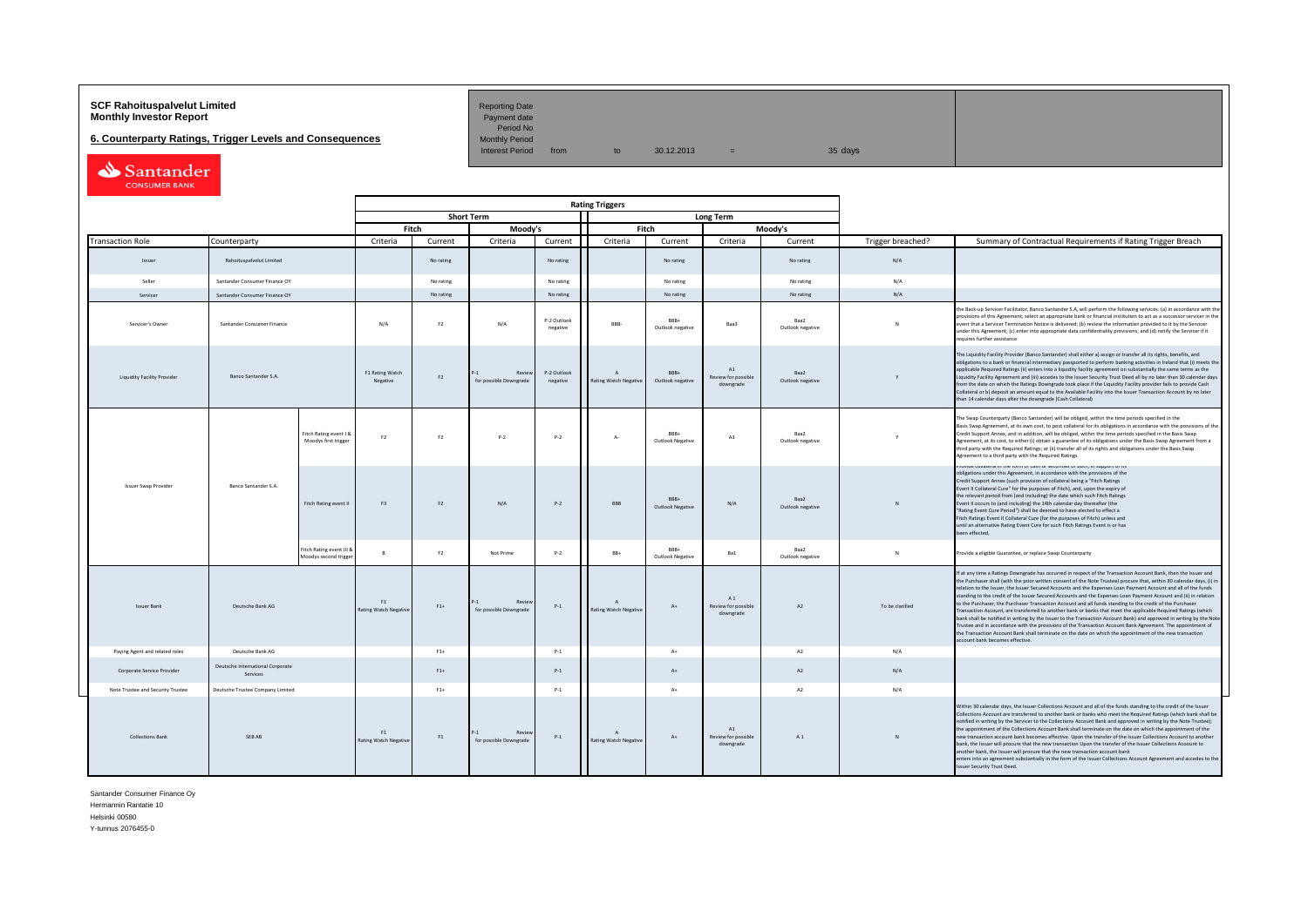**SCF Rahoituspalvelut Limited**
**Monthly Investor Report**

**6. Counterparty Ratings, Trigger Levels and Consequences**

| | | | | |
|---|---|---|---|---|
| Reporting Date | | | | |
| Payment date | | | | |
| Period No | | | | |
| Monthly Period | | | | |
| Interest Period | from | to | 30.12.2013 | = 35 days |

| | | | Rating Triggers | | | | | | | | | |
|---|---|---|---|---|---|---|---|---|---|---|---|---|
| | | | Short Term | | | | Long Term | | | | | |
| | | | Fitch | | Moody's | | Fitch | | Moody's | | | |
| Transaction Role | Counterparty | | Criteria | Current | Criteria | Current | Criteria | Current | Criteria | Current | Trigger breached? | Summary of Contractual Requirements if Rating Trigger Breach |
| Issuer | Rahoituspalvelut Limited | | | No rating | | No rating | | No rating | | No rating | N/A | |
| Seller | Santander Consumer Finance OY | | | No rating | | No rating | | No rating | | No rating | N/A | |
| Servicer | Santander Consumer Finance OY | | | No rating | | No rating | | No rating | | No rating | N/A | |
| Servicer's Owner | Santander Consumer Finance | | N/A | F2 | N/A | P-2 Outlook negative | BBB- | BBB+ Outlook negative | Baa3 | Baa2 Outlook negative | N | the Back-up Servicer Facilitator, Banco Santander S.A, will perform the following services: (a) in accordance with the provisions of this Agreement, select an appropriate bank or financial institution to act as a successor servicer in the event that a Servicer Termination Notice is delivered; (b) review the information provided to it by the Servicer under this Agreement; (c) enter into appropriate data confidentiality provisions; and (d) notify the Servicer if it requires further assistance |
| Liquidity Facility Provider | Banco Santander S.A. | | F1 Rating Watch Negative | F2 | P-1 Review for possible Downgrade | P-2 Outlook negative | A Rating Watch Negative | BBB+ Outlook negative | A1 Review for possible downgrade | Baa2 Outlook negative | Y | The Liquidity Facility Provider (Banco Santander) shall either a) assign or transfer all its rights, benefits, and obligations to a bank or financial intermediary passported to perform banking activities in Ireland that (i) meets the applicable Required Ratings (ii) enters into a liquidity facility agreement on substantially the same terms as the Liquidity Facility Agreement and (iii) accedes to the Issuer Security Trust Deed all by no later than 30 calendar days from the date on which the Ratings Downgrade took place if the Liquidity Facility provider fails to provide Cash Collateral or b) deposit an amount equal to the Available Facility into the Issuer Transaction Account by no later than 14 calendar days after the downgrade (Cash Collateral) |
| Issuer Swap Provider | Banco Santander S.A. | Fitch Rating event I & Moodys first trigger | F2 | F2 | P-2 | P-2 | A- | BBB+ Outlook Negative | A3 | Baa2 Outlook negative | Y | The Swap Counterparty (Banco Santander) will be obliged, within the time periods specified in the Basis Swap Agreement, at its own cost, to post collateral for its obligations in accordance with the provisions of the Credit Support Annex, and in addition, will be obliged, within the time periods specified in the Basis Swap Agreement, at its cost, to either (i) obtain a guarantee of its obligations under the Basis Swap Agreement from a third party with the Required Ratings; or (ii) transfer all of its rights and obligations under the Basis Swap Agreement to a third party with the Required Ratings |
| | | Fitch Rating event II | F3 | F2 | N/A | P-2 | BBB | BBB+ Outlook Negative | N/A | Baa2 Outlook negative | N | Provide collateral in the form of cash or securities or both, in support of its obligations under this Agreement, in accordance with the provisions of the Credit Support Annex (such provision of collateral being a "Fitch Ratings Event II Collateral Cure" for the purposes of Fitch), and, upon the expiry of the relevant period from (and including) the date which such Fitch Ratings Event II occurs to (and including) the 14th calendar day thereafter (the "Rating Event Cure Period") shall be deemed to have elected to effect a Fitch Ratings Event II Collateral Cure (for the purposes of Fitch) unless and until an alternative Rating Event Cure for such Fitch Ratings Event is or has been effected, |
| | | Fitch Rating event III & Moodys second trigger | B | F2 | Not Prime | P-2 | BB+ | BBB+ Outlook Negative | Ba1 | Baa2 Outlook negative | N | Provide a eligible Guarantee, or replace Swap Counterparty |
| Issuer Bank | Deutsche Bank AG | | F1 Rating Watch Negative | F1+ | P-1 Review for possible Downgrade | P-1 | A Rating Watch Negative | A+ | A 1 Review for possible downgrade | A2 | To be clarified | If at any time a Ratings Downgrade has occurred in respect of the Transaction Account Bank, then the Issuer and the Purchaser shall (with the prior written consent of the Note Trustee) procure that, within 30 calendar days, (i) in relation to the Issuer, the Issuer Secured Accounts and the Expenses Loan Payment Account and all of the funds standing to the credit of the Issuer Secured Accounts and the Expenses Loan Payment Account and (ii) in relation to the Purchaser, the Purchaser Transaction Account and all funds standing to the credit of the Purchaser Transaction Account, are transferred to another bank or banks that meet the applicable Required Ratings (which bank shall be notified in writing by the Issuer to the Transaction Account Bank) and approved in writing by the Note Trustee and in accordance with the provisions of the Transaction Account Bank Agreement. The appointment of the Transaction Account Bank shall terminate on the date on which the appointment of the new transaction account bank becomes effective. |
| Paying Agent and related roles | Deutsche Bank AG | | | F1+ | | P-1 | | A+ | | A2 | N/A | |
| Corporate Service Provider | Deutsche International Corporate Services | | | F1+ | | P-1 | | A+ | | A2 | N/A | |
| Note Trustee and Security Trustee | Deutsche Trustee Company Limited | | | F1+ | | P-1 | | A+ | | A2 | N/A | |
| Collections Bank | SEB AB | | F1 Rating Watch Negative | F1 | P-1 Review for possible Downgrade | P-1 | A Rating Watch Negative | A+ | A1 Review for possible downgrade | A 1 | N | Within 30 calendar days, the Issuer Collections Account and all of the funds standing to the credit of the Issuer Collections Account are transferred to another bank or banks who meet the Required Ratings (which bank shall be notified in writing by the Servicer to the Collections Account Bank and approved in writing by the Note Trustee); the appointment of the Collections Account Bank shall terminate on the date on which the appointment of the new transaction account bank becomes effective. Upon the transfer of the Issuer Collections Account to another bank, the Issuer will procure that the new transaction Upon the transfer of the Issuer Collections Account to another bank, the Issuer will procure that the new transaction account bank enters into an agreement substantially in the form of the Issuer Collections Account Agreement and accedes to the Issuer Security Trust Deed. |

Santander Consumer Finance Oy
Hermannin Rantatie 10
Helsinki 00580
Y-tunnus 2076455-0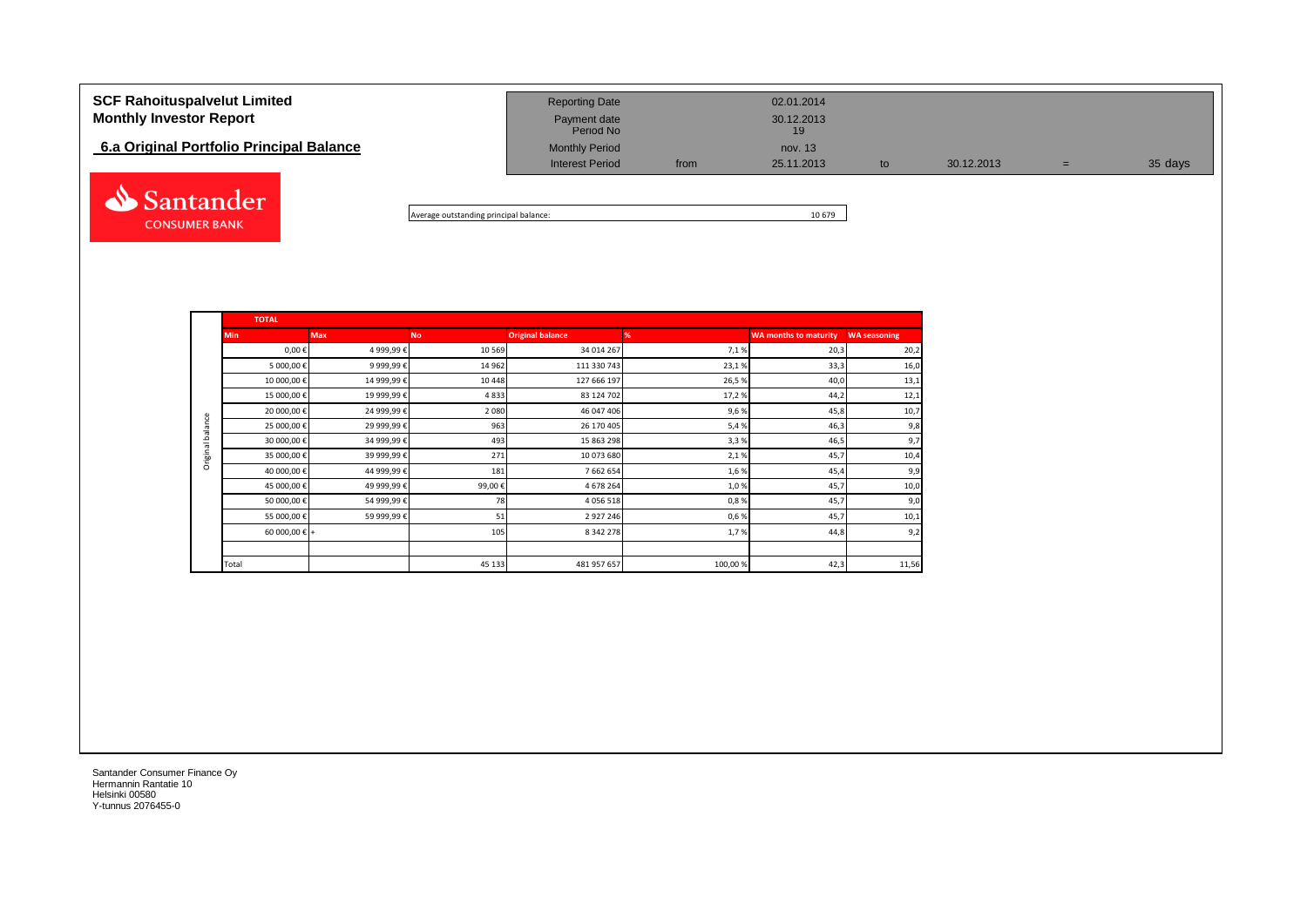# SCF Rahoituspalvelut Limited
# Monthly Investor Report

## 6.a Original Portfolio Principal Balance

| | | | | | | |
|---|---|---|---|---|---|---|
| Reporting Date | | 02.01.2014 | | | | |
| Payment date | | 30.12.2013 | | | | |
| Period No | | 19 | | | | |
| Monthly Period | | nov. 13 | | | | |
| Interest Period | from | 25.11.2013 | to | 30.12.2013 | = | 35 days |

Santander CONSUMER BANK

Average outstanding principal balance: 10 679

**TOTAL**

| Min | Max | No | Original balance | % | WA months to maturity | WA seasoning |
|---|---|---|---|---|---|---|
| 0,00 € | 4 999,99 € | 10 569 | 34 014 267 | 7,1 % | 20,3 | 20,2 |
| 5 000,00 € | 9 999,99 € | 14 962 | 111 330 743 | 23,1 % | 33,3 | 16,0 |
| 10 000,00 € | 14 999,99 € | 10 448 | 127 666 197 | 26,5 % | 40,0 | 13,1 |
| 15 000,00 € | 19 999,99 € | 4 833 | 83 124 702 | 17,2 % | 44,2 | 12,1 |
| 20 000,00 € | 24 999,99 € | 2 080 | 46 047 406 | 9,6 % | 45,8 | 10,7 |
| 25 000,00 € | 29 999,99 € | 963 | 26 170 405 | 5,4 % | 46,3 | 9,8 |
| 30 000,00 € | 34 999,99 € | 493 | 15 863 298 | 3,3 % | 46,5 | 9,7 |
| 35 000,00 € | 39 999,99 € | 271 | 10 073 680 | 2,1 % | 45,7 | 10,4 |
| 40 000,00 € | 44 999,99 € | 181 | 7 662 654 | 1,6 % | 45,4 | 9,9 |
| 45 000,00 € | 49 999,99 € | 99,00 € | 4 678 264 | 1,0 % | 45,7 | 10,0 |
| 50 000,00 € | 54 999,99 € | 78 | 4 056 518 | 0,8 % | 45,7 | 9,0 |
| 55 000,00 € | 59 999,99 € | 51 | 2 927 246 | 0,6 % | 45,7 | 10,1 |
| 60 000,00 € + | | 105 | 8 342 278 | 1,7 % | 44,8 | 9,2 |
| | | | | | | |
| Total | | 45 133 | 481 957 657 | 100,00 % | 42,3 | 11,56 |

Original balance

Santander Consumer Finance Oy
Hermannin Rantatie 10
Helsinki 00580
Y-tunnus 2076455-0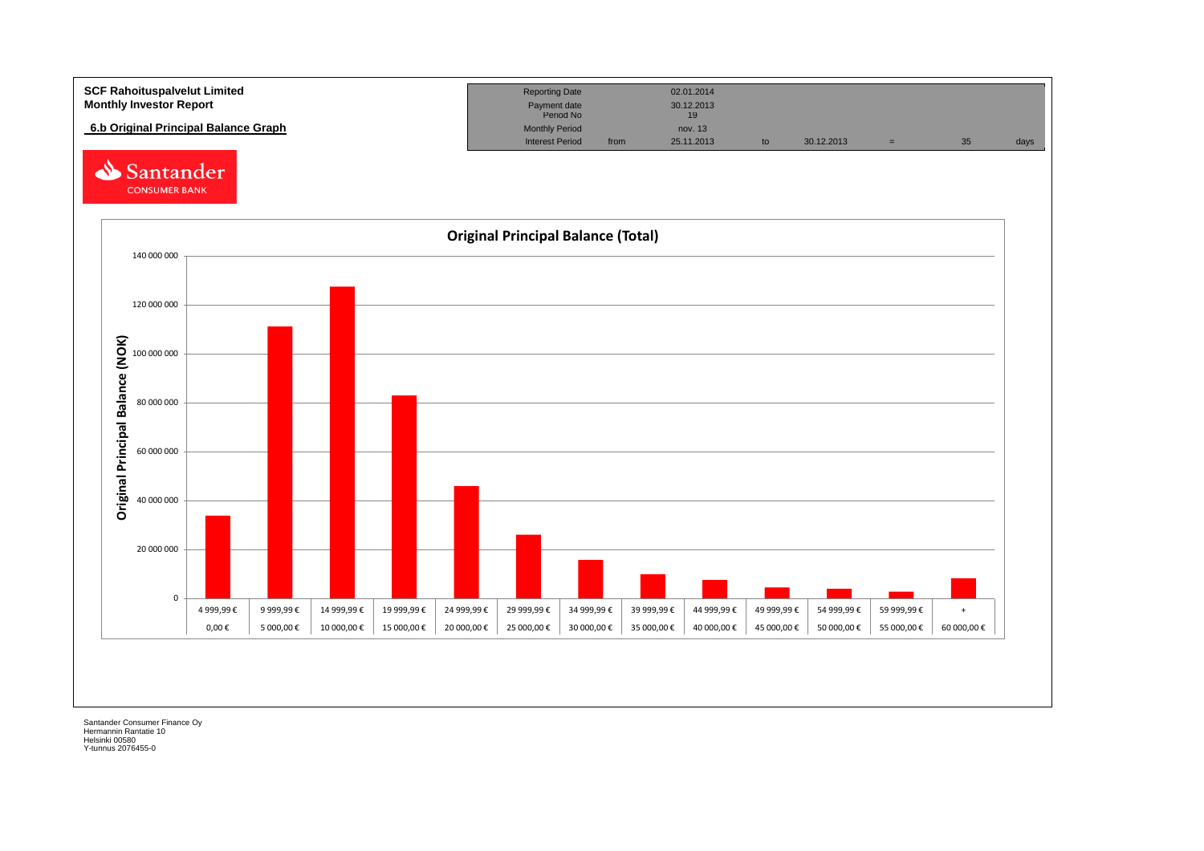**SCF Rahoituspalvelut Limited**
**Monthly Investor Report**

**6.b Original Principal Balance Graph**

| | | | | | | | |
|---|---|---|---|---|---|---|---|
| Reporting Date | | 02.01.2014 | | | | | |
| Payment date | | 30.12.2013 | | | | | |
| Period No | | 19 | | | | | |
| Monthly Period | | nov. 13 | | | | | |
| Interest Period | from | 25.11.2013 | to | 30.12.2013 | = | 35 | days |

Santander
CONSUMER BANK

Original Principal Balance (Total)

Original Principal Balance (NOK)

140 000 000
120 000 000
100 000 000
80 000 000
60 000 000
40 000 000
20 000 000
0

4 999,99 € | 9 999,99 € | 14 999,99 € | 19 999,99 € | 24 999,99 € | 29 999,99 € | 34 999,99 € | 39 999,99 € | 44 999,99 € | 49 999,99 € | 54 999,99 € | 59 999,99 € | +

0,00 € | 5 000,00 € | 10 000,00 € | 15 000,00 € | 20 000,00 € | 25 000,00 € | 30 000,00 € | 35 000,00 € | 40 000,00 € | 45 000,00 € | 50 000,00 € | 55 000,00 € | 60 000,00 €

Santander Consumer Finance Oy
Hermannin Rantatie 10
Helsinki 00580
Y-tunnus 2076455-0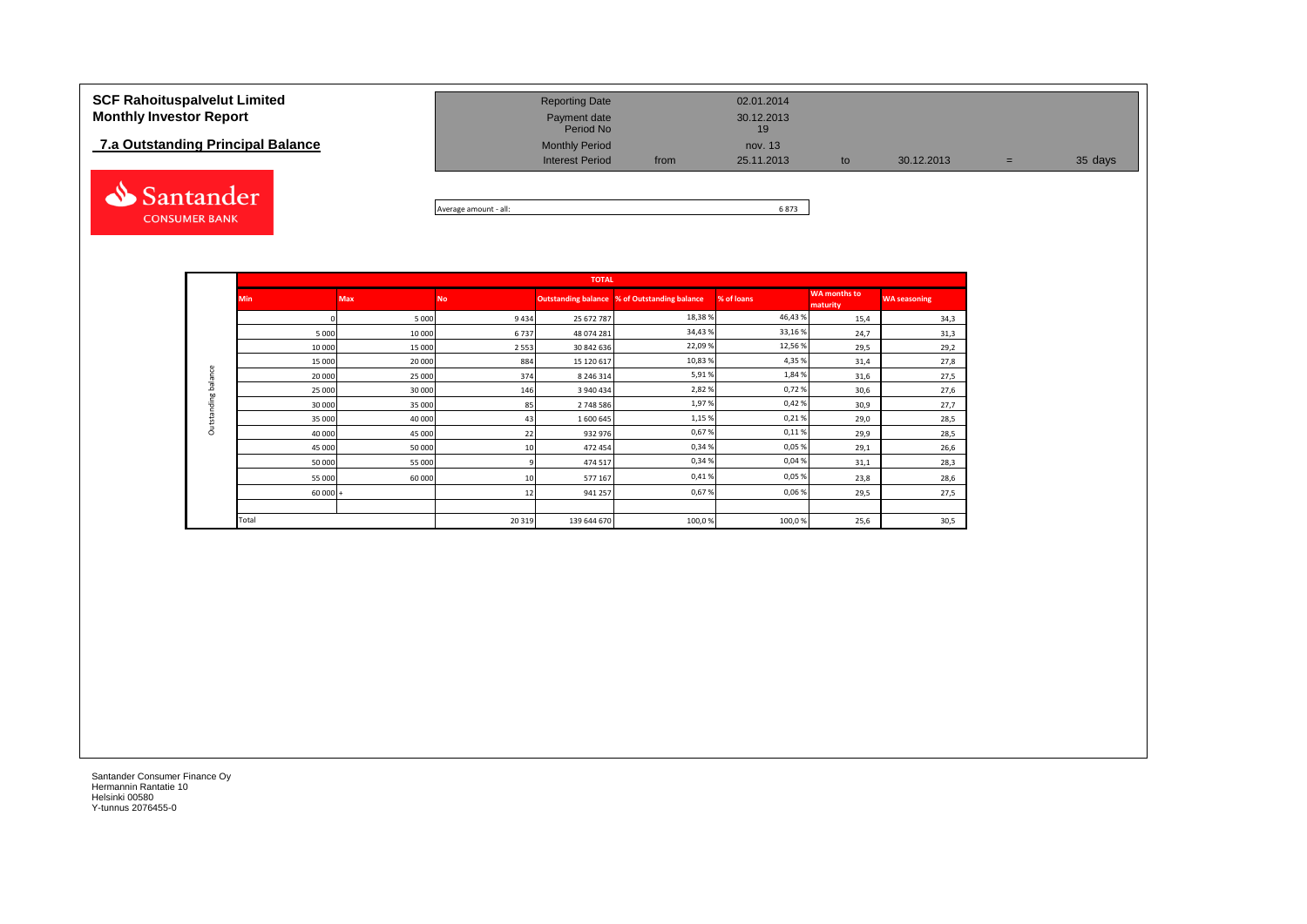**SCF Rahoituspalvelut Limited**
**Monthly Investor Report**

**7.a Outstanding Principal Balance**

| | | | | | | |
|---|---|---|---|---|---|---|
| Reporting Date | | 02.01.2014 | | | | |
| Payment date | | 30.12.2013 | | | | |
| Period No | | 19 | | | | |
| Monthly Period | | nov. 13 | | | | |
| Interest Period | from | 25.11.2013 | to | 30.12.2013 | = | 35 days |

Average amount - all: 6 873

| | TOTAL | | | | | | | |
|---|---|---|---|---|---|---|---|---|
| | Min | Max | No | Outstanding balance | % of Outstanding balance | % of loans | WA months to maturity | WA seasoning |
| Outstanding balance | 0 | 5 000 | 9 434 | 25 672 787 | 18,38 % | 46,43 % | 15,4 | 34,3 |
| | 5 000 | 10 000 | 6 737 | 48 074 281 | 34,43 % | 33,16 % | 24,7 | 31,3 |
| | 10 000 | 15 000 | 2 553 | 30 842 636 | 22,09 % | 12,56 % | 29,5 | 29,2 |
| | 15 000 | 20 000 | 884 | 15 120 617 | 10,83 % | 4,35 % | 31,4 | 27,8 |
| | 20 000 | 25 000 | 374 | 8 246 314 | 5,91 % | 1,84 % | 31,6 | 27,5 |
| | 25 000 | 30 000 | 146 | 3 940 434 | 2,82 % | 0,72 % | 30,6 | 27,6 |
| | 30 000 | 35 000 | 85 | 2 748 586 | 1,97 % | 0,42 % | 30,9 | 27,7 |
| | 35 000 | 40 000 | 43 | 1 600 645 | 1,15 % | 0,21 % | 29,0 | 28,5 |
| | 40 000 | 45 000 | 22 | 932 976 | 0,67 % | 0,11 % | 29,9 | 28,5 |
| | 45 000 | 50 000 | 10 | 472 454 | 0,34 % | 0,05 % | 29,1 | 26,6 |
| | 50 000 | 55 000 | 9 | 474 517 | 0,34 % | 0,04 % | 31,1 | 28,3 |
| | 55 000 | 60 000 | 10 | 577 167 | 0,41 % | 0,05 % | 23,8 | 28,6 |
| | 60 000 + | | 12 | 941 257 | 0,67 % | 0,06 % | 29,5 | 27,5 |
| | Total | | 20 319 | 139 644 670 | 100,0 % | 100,0 % | 25,6 | 30,5 |

Santander Consumer Finance Oy
Hermannin Rantatie 10
Helsinki 00580
Y-tunnus 2076455-0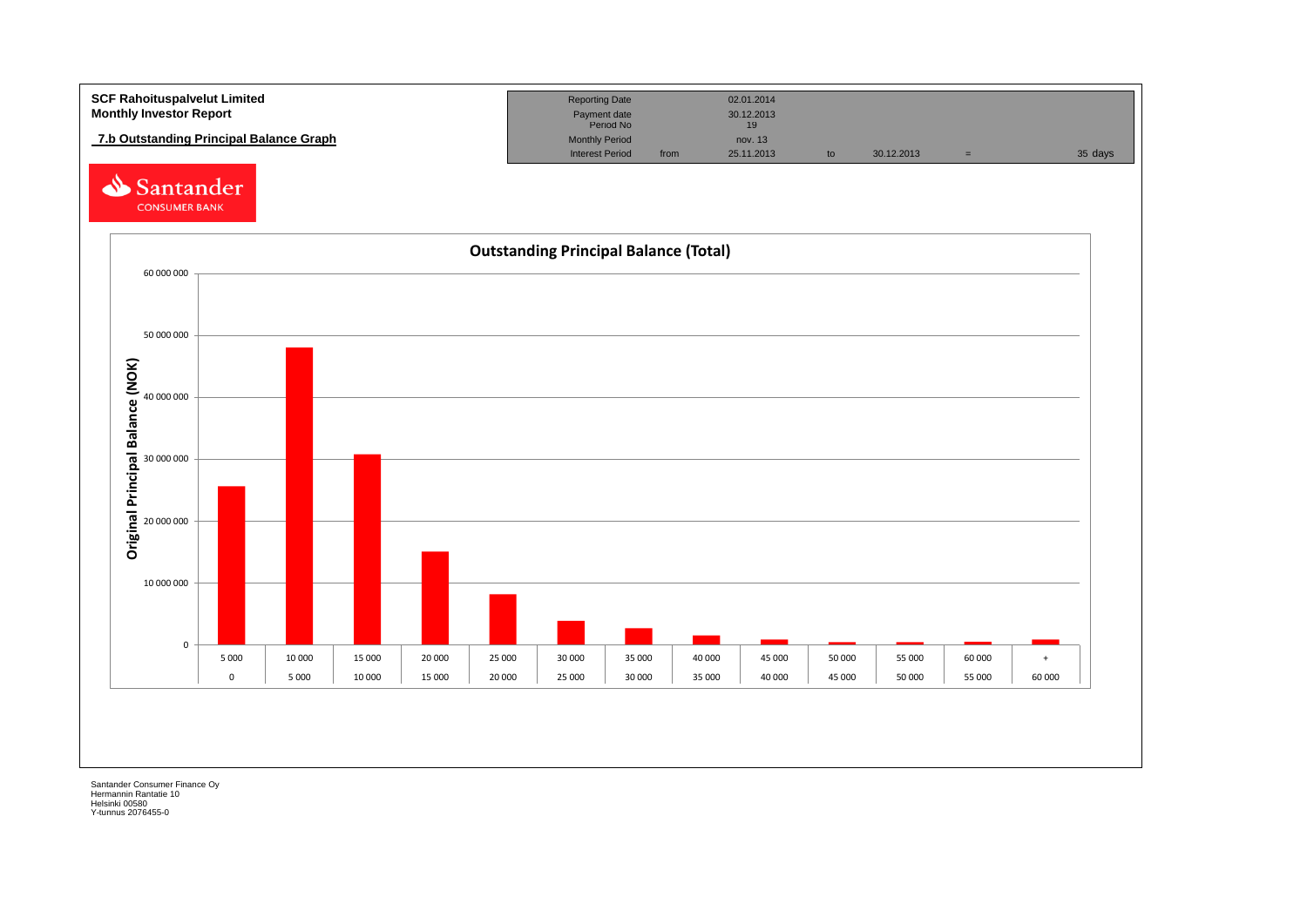**SCF Rahoituspalvelut Limited**
**Monthly Investor Report**

## 7.b Outstanding Principal Balance Graph

| | | | | | | |
|---|---|---|---|---|---|---|
| Reporting Date | | 02.01.2014 | | | | |
| Payment date | | 30.12.2013 | | | | |
| Period No | | 19 | | | | |
| Monthly Period | | nov. 13 | | | | |
| Interest Period | from | 25.11.2013 | to | 30.12.2013 | = | 35 days |

Santander
CONSUMER BANK

Outstanding Principal Balance (Total)

Original Principal Balance (NOK)

60 000 000
50 000 000
40 000 000
30 000 000
20 000 000
10 000 000
0

5 000, 10 000, 15 000, 20 000, 25 000, 30 000, 35 000, 40 000, 45 000, 50 000, 55 000, 60 000, +

0, 5 000, 10 000, 15 000, 20 000, 25 000, 30 000, 35 000, 40 000, 45 000, 50 000, 55 000, 60 000

Santander Consumer Finance Oy
Hermannin Rantatie 10
Helsinki 00580
Y-tunnus 2076455-0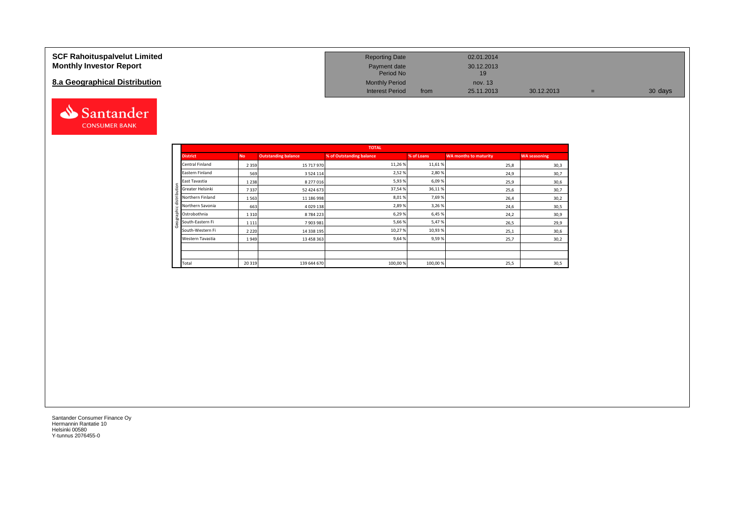# SCF Rahoituspalvelut Limited
# Monthly Investor Report

## 8.a Geographical Distribution

| | | | | | |
|---|---|---|---|---|---|
| Reporting Date | | 02.01.2014 | | | |
| Payment date | | 30.12.2013 | | | |
| Period No | | 19 | | | |
| Monthly Period | | nov. 13 | | | |
| Interest Period | from | 25.11.2013 | 30.12.2013 | = | 30 days |

| | TOTAL | | | | | | |
|---|---|---|---|---|---|---|---|
| | District | No | Outstanding balance | % of Outstanding balance | % of Loans | WA months to maturity | WA seasoning |
| Geographic distribution | Central Finland | 2 359 | 15 717 970 | 11,26 % | 11,61 % | 25,8 | 30,3 |
| | Eastern Finland | 569 | 3 524 114 | 2,52 % | 2,80 % | 24,9 | 30,7 |
| | East Tavastia | 1 238 | 8 277 016 | 5,93 % | 6,09 % | 25,9 | 30,6 |
| | Greater Helsinki | 7 337 | 52 424 673 | 37,54 % | 36,11 % | 25,6 | 30,7 |
| | Northern Finland | 1 563 | 11 186 998 | 8,01 % | 7,69 % | 26,4 | 30,2 |
| | Northern Savonia | 663 | 4 029 138 | 2,89 % | 3,26 % | 24,6 | 30,5 |
| | Ostrobothnia | 1 310 | 8 784 223 | 6,29 % | 6,45 % | 24,2 | 30,9 |
| | South-Eastern Fi | 1 111 | 7 903 981 | 5,66 % | 5,47 % | 26,5 | 29,9 |
| | South-Western Fi | 2 220 | 14 338 195 | 10,27 % | 10,93 % | 25,1 | 30,6 |
| | Western Tavastia | 1 949 | 13 458 363 | 9,64 % | 9,59 % | 25,7 | 30,2 |
| | | | | | | | |
| | | | | | | | |
| | Total | 20 319 | 139 644 670 | 100,00 % | 100,00 % | 25,5 | 30,5 |

Santander Consumer Finance Oy
Hermannin Rantatie 10
Helsinki 00580
Y-tunnus 2076455-0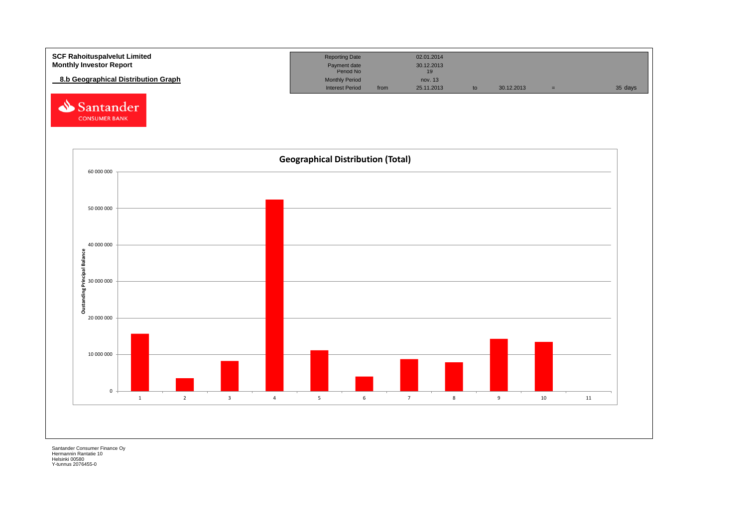**SCF Rahoituspalvelut Limited**
**Monthly Investor Report**

**8.b Geographical Distribution Graph**

| | | | | | | | |
|---|---|---|---|---|---|---|---|
| Reporting Date | | 02.01.2014 | | | | | |
| Payment date | | 30.12.2013 | | | | | |
| Period No | | 19 | | | | | |
| Monthly Period | | nov. 13 | | | | | |
| Interest Period | from | 25.11.2013 | to | 30.12.2013 | = | | 35 days |

Santander
CONSUMER BANK

Geographical Distribution (Total)

Oustanding Principal Balance

60 000 000
50 000 000
40 000 000
30 000 000
20 000 000
10 000 000
0

1 2 3 4 5 6 7 8 9 10 11

Santander Consumer Finance Oy
Hermannin Rantatie 10
Helsinki 00580
Y-tunnus 2076455-0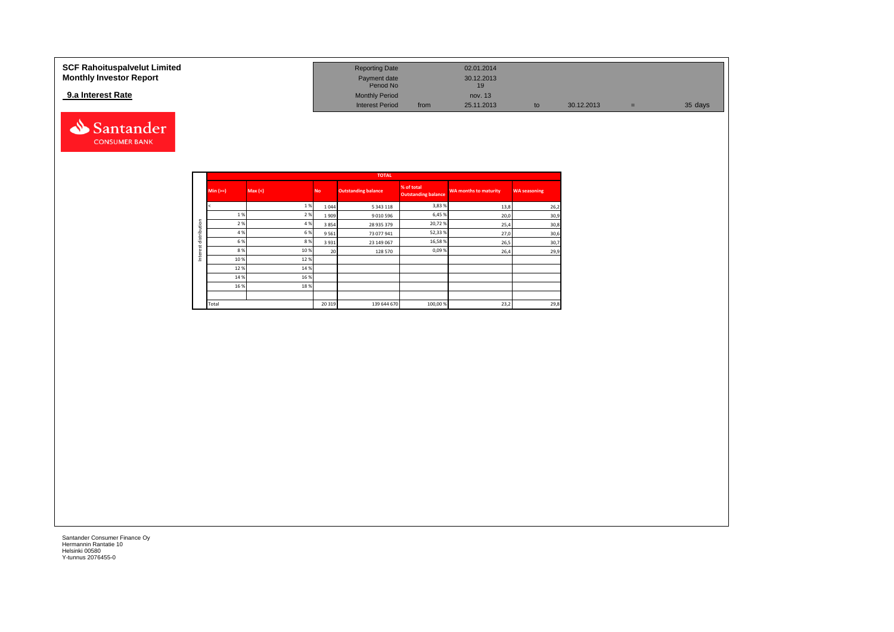**SCF Rahoituspalvelut Limited**
**Monthly Investor Report**

**9.a Interest Rate**

| | | | | | | |
|---|---|---|---|---|---|---|
| Reporting Date | | 02.01.2014 | | | | |
| Payment date | | 30.12.2013 | | | | |
| Period No | | 19 | | | | |
| Monthly Period | | nov. 13 | | | | |
| Interest Period | from | 25.11.2013 | to | 30.12.2013 | = | 35 days |

| | TOTAL | | | | | | |
|---|---|---|---|---|---|---|---|
| | Min (>=) | Max (<) | No | Outstanding balance | % of total Outstanding balance | WA months to maturity | WA seasoning |
| Interest distribution | < | 1 % | 1 044 | 5 343 118 | 3,83 % | 13,8 | 26,2 |
| | 1 % | 2 % | 1 909 | 9 010 596 | 6,45 % | 20,0 | 30,9 |
| | 2 % | 4 % | 3 854 | 28 935 379 | 20,72 % | 25,4 | 30,8 |
| | 4 % | 6 % | 9 561 | 73 077 941 | 52,33 % | 27,0 | 30,6 |
| | 6 % | 8 % | 3 931 | 23 149 067 | 16,58 % | 26,5 | 30,7 |
| | 8 % | 10 % | 20 | 128 570 | 0,09 % | 26,4 | 29,9 |
| | 10 % | 12 % | | | | | |
| | 12 % | 14 % | | | | | |
| | 14 % | 16 % | | | | | |
| | 16 % | 18 % | | | | | |
| | | | | | | | |
| | Total | | 20 319 | 139 644 670 | 100,00 % | 23,2 | 29,8 |

Santander Consumer Finance Oy
Hermannin Rantatie 10
Helsinki 00580
Y-tunnus 2076455-0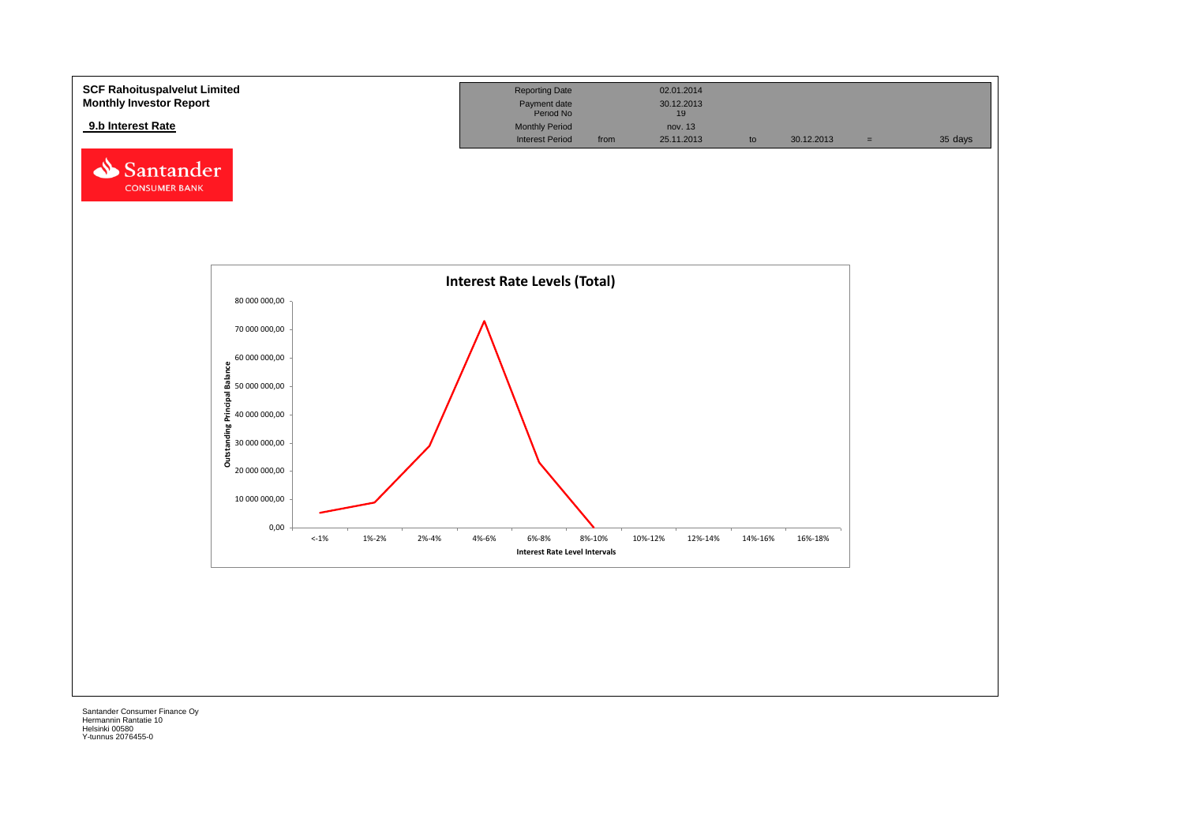**SCF Rahoituspalvelut Limited**
**Monthly Investor Report**

**9.b Interest Rate**

| Reporting Date | | 02.01.2014 | | | | |
|---|---|---|---|---|---|---|
| Payment date | | 30.12.2013 | | | | |
| Period No | | 19 | | | | |
| Monthly Period | | nov. 13 | | | | |
| Interest Period | from | 25.11.2013 | to | 30.12.2013 | = | 35 days |

**Interest Rate Levels (Total)**

Outstanding Principal Balance

80 000 000,00
70 000 000,00
60 000 000,00
50 000 000,00
40 000 000,00
30 000 000,00
20 000 000,00
10 000 000,00
0,00

<-1% | 1%-2% | 2%-4% | 4%-6% | 6%-8% | 8%-10% | 10%-12% | 12%-14% | 14%-16% | 16%-18%

Interest Rate Level Intervals

Santander Consumer Finance Oy
Hermannin Rantatie 10
Helsinki 00580
Y-tunnus 2076455-0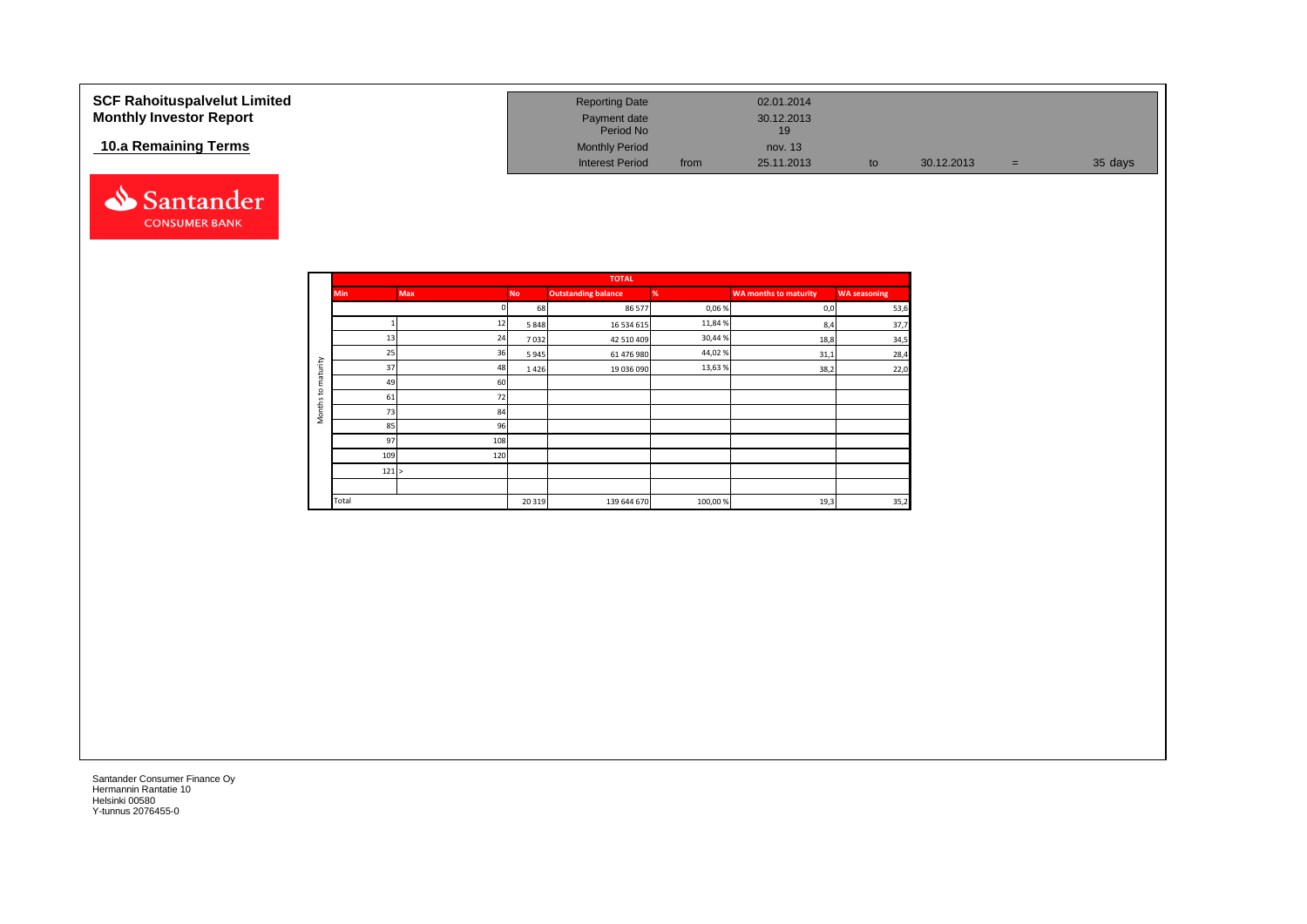# SCF Rahoituspalvelut Limited
## Monthly Investor Report

### 10.a Remaining Terms

| | | | | | | |
|---|---|---|---|---|---|---|
| Reporting Date | | 02.01.2014 | | | | |
| Payment date | | 30.12.2013 | | | | |
| Period No | | 19 | | | | |
| Monthly Period | | nov. 13 | | | | |
| Interest Period | from | 25.11.2013 | to | 30.12.2013 | = | 35 days |

Santander CONSUMER BANK

| | TOTAL | | | | | | |
|---|---|---|---|---|---|---|---|
| Months to maturity | | | | | | | |
| Min | Max | No | Outstanding balance | % | WA months to maturity | WA seasoning |
| | 0 | 68 | 86 577 | 0,06 % | 0,0 | 53,6 |
| 1 | 12 | 5 848 | 16 534 615 | 11,84 % | 8,4 | 37,7 |
| 13 | 24 | 7 032 | 42 510 409 | 30,44 % | 18,8 | 34,5 |
| 25 | 36 | 5 945 | 61 476 980 | 44,02 % | 31,1 | 28,4 |
| 37 | 48 | 1 426 | 19 036 090 | 13,63 % | 38,2 | 22,0 |
| 49 | 60 | | | | | |
| 61 | 72 | | | | | |
| 73 | 84 | | | | | |
| 85 | 96 | | | | | |
| 97 | 108 | | | | | |
| 109 | 120 | | | | | |
| 121 | > | | | | | |
| | | | | | | |
| Total | | 20 319 | 139 644 670 | 100,00 % | 19,3 | 35,2 |

Santander Consumer Finance Oy
Hermannin Rantatie 10
Helsinki 00580
Y-tunnus 2076455-0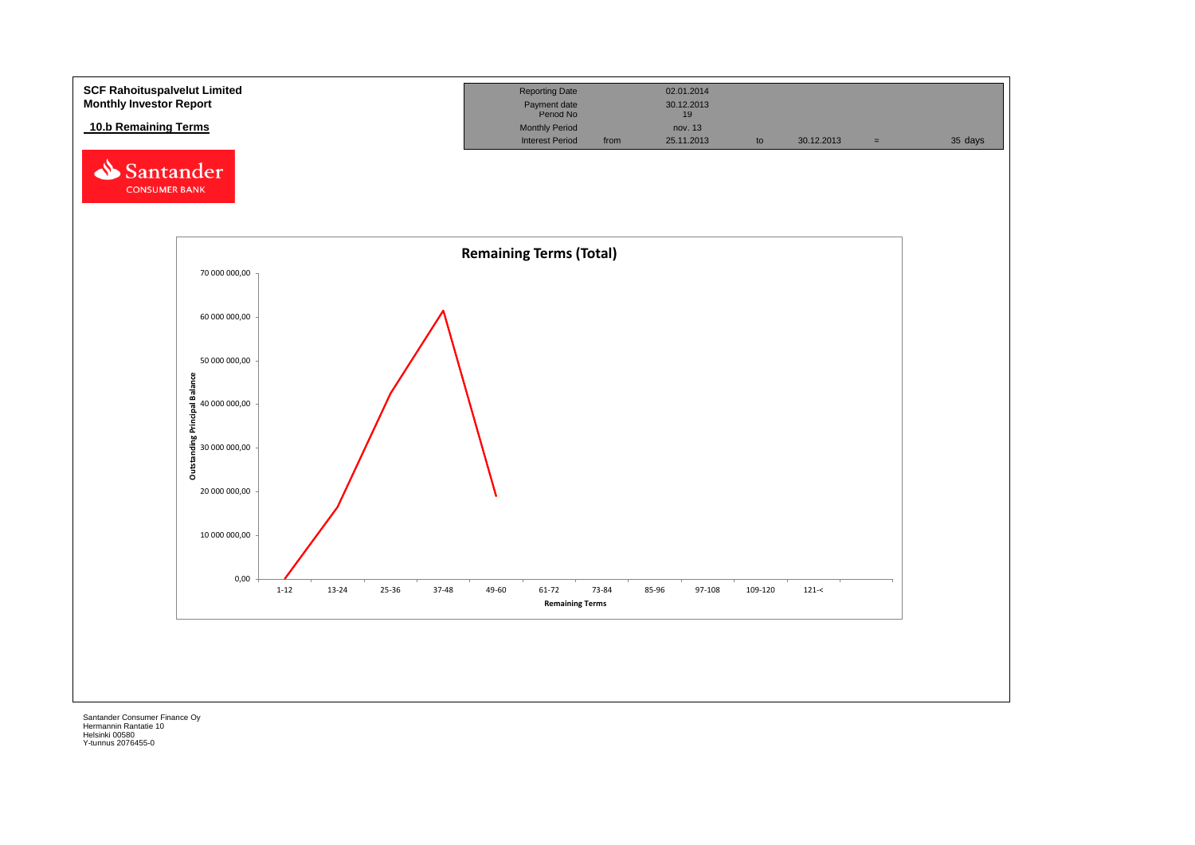**SCF Rahoituspalvelut Limited**
**Monthly Investor Report**

## 10.b Remaining Terms

| | | | | | | |
|---|---|---|---|---|---|---|
| Reporting Date | | 02.01.2014 | | | | |
| Payment date | | 30.12.2013 | | | | |
| Period No | | 19 | | | | |
| Monthly Period | | nov. 13 | | | | |
| Interest Period | from | 25.11.2013 | to | 30.12.2013 | = | 35 days |

Santander CONSUMER BANK

Remaining Terms (Total)

70 000 000,00
60 000 000,00
50 000 000,00
40 000 000,00
30 000 000,00
20 000 000,00
10 000 000,00
0,00

Outstanding Principal Balance

1-12
13-24
25-36
37-48
49-60
61-72
73-84
85-96
97-108
109-120
121-<

Remaining Terms

Santander Consumer Finance Oy
Hermannin Rantatie 10
Helsinki 00580
Y-tunnus 2076455-0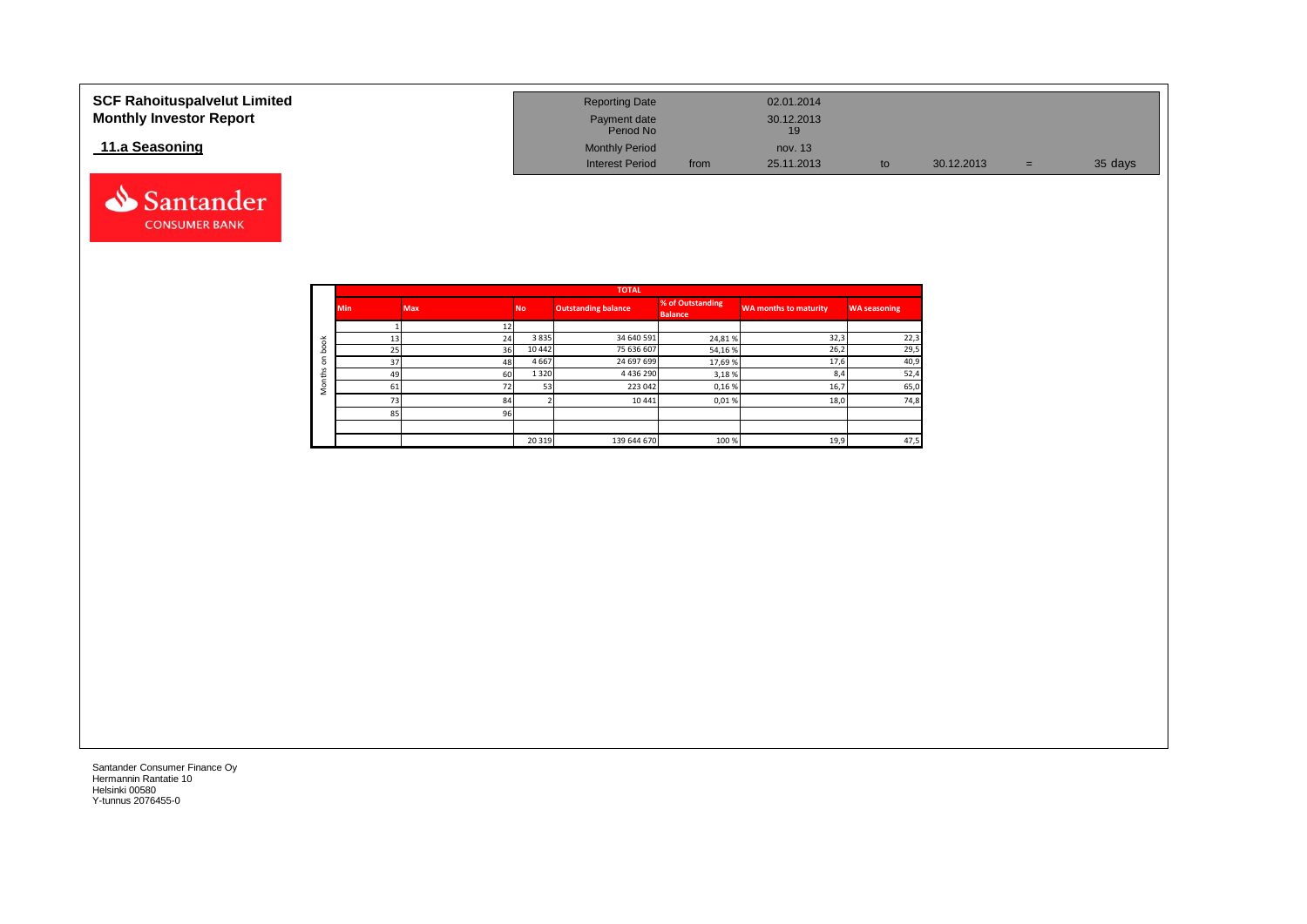**SCF Rahoituspalvelut Limited**
**Monthly Investor Report**

## 11.a Seasoning

| | | | | | | |
|---|---|---|---|---|---|---|
| Reporting Date | | 02.01.2014 | | | | |
| Payment date | | 30.12.2013 | | | | |
| Period No | | 19 | | | | |
| Monthly Period | | nov. 13 | | | | |
| Interest Period | from | 25.11.2013 | to | 30.12.2013 | = | 35 days |

**TOTAL** (Months on book)

| Min | Max | No | Outstanding balance | % of Outstanding Balance | WA months to maturity | WA seasoning |
|---|---|---|---|---|---|---|
| 1 | 12 | | | | | |
| 13 | 24 | 3 835 | 34 640 591 | 24,81 % | 32,3 | 22,3 |
| 25 | 36 | 10 442 | 75 636 607 | 54,16 % | 26,2 | 29,5 |
| 37 | 48 | 4 667 | 24 697 699 | 17,69 % | 17,6 | 40,9 |
| 49 | 60 | 1 320 | 4 436 290 | 3,18 % | 8,4 | 52,4 |
| 61 | 72 | 53 | 223 042 | 0,16 % | 16,7 | 65,0 |
| 73 | 84 | 2 | 10 441 | 0,01 % | 18,0 | 74,8 |
| 85 | 96 | | | | | |
| | | 20 319 | 139 644 670 | 100 % | 19,9 | 47,5 |

Santander Consumer Finance Oy
Hermannin Rantatie 10
Helsinki 00580
Y-tunnus 2076455-0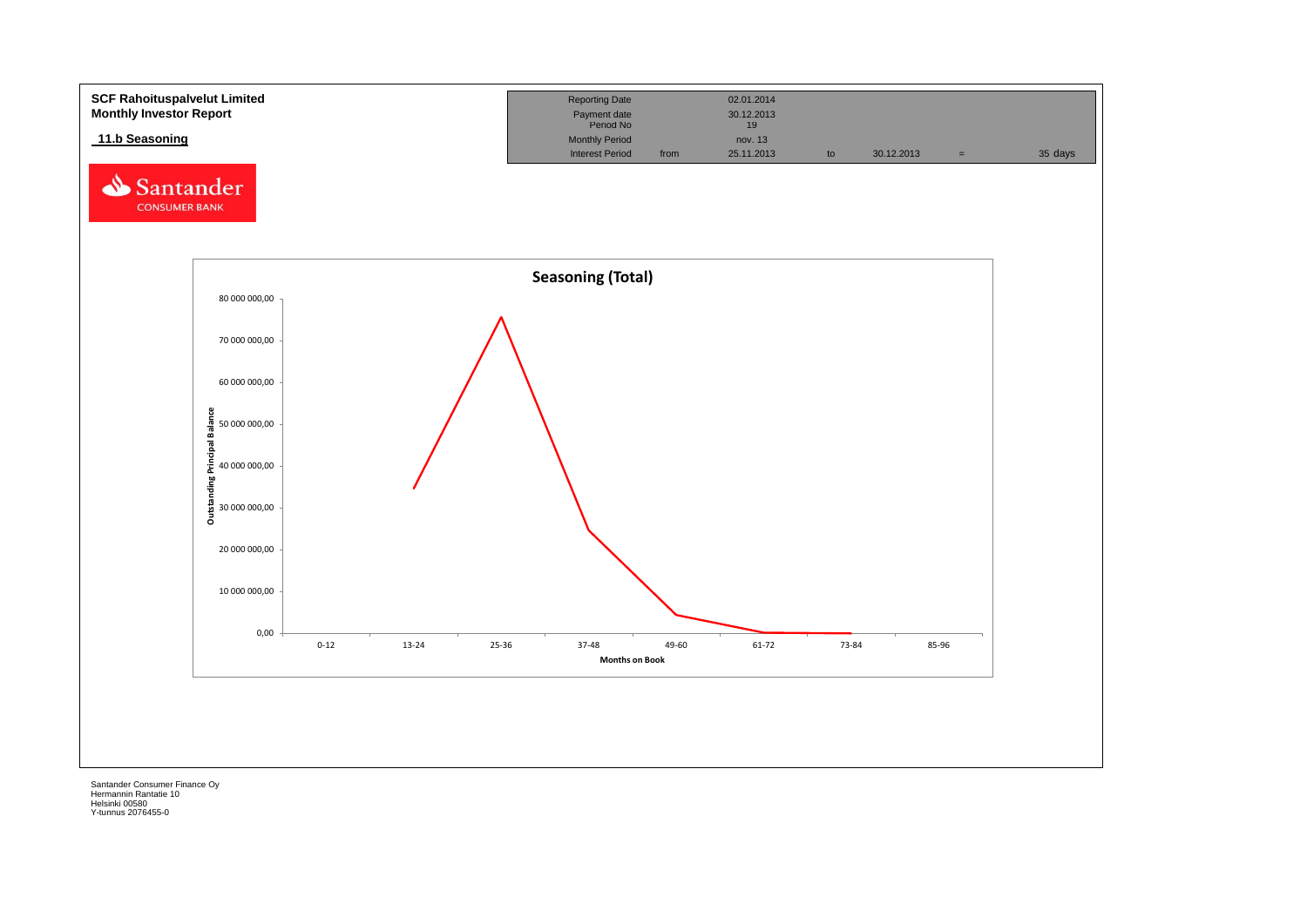**SCF Rahoituspalvelut Limited**
**Monthly Investor Report**

**11.b Seasoning**

| | | | | | | |
|---|---|---|---|---|---|---|
| Reporting Date | | 02.01.2014 | | | | |
| Payment date | | 30.12.2013 | | | | |
| Period No | | 19 | | | | |
| Monthly Period | | nov. 13 | | | | |
| Interest Period | from | 25.11.2013 | to | 30.12.2013 | = | 35 days |

Santander CONSUMER BANK

Seasoning (Total)

80 000 000,00
70 000 000,00
60 000 000,00
50 000 000,00
40 000 000,00
30 000 000,00
20 000 000,00
10 000 000,00
0,00

Outstanding Principal Balance

0-12
13-24
25-36
37-48
49-60
61-72
73-84
85-96

Months on Book

Santander Consumer Finance Oy
Hermannin Rantatie 10
Helsinki 00580
Y-tunnus 2076455-0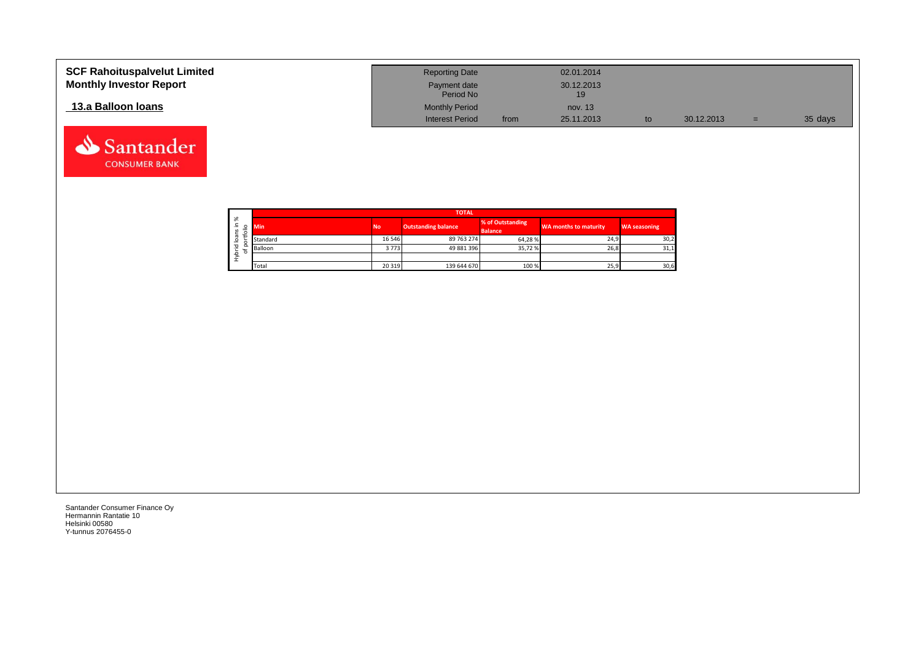**SCF Rahoituspalvelut Limited**
**Monthly Investor Report**

**13.a Balloon loans**

| | | | | | | |
|---|---|---|---|---|---|---|
| Reporting Date | | 02.01.2014 | | | | |
| Payment date | | 30.12.2013 | | | | |
| Period No | | 19 | | | | |
| Monthly Period | | nov. 13 | | | | |
| Interest Period | from | 25.11.2013 | to | 30.12.2013 | = | 35 days |

Santander CONSUMER BANK

| Hybrid loans in % of portfolio | TOTAL | | | | | |
|---|---|---|---|---|---|---|
| Min | No | Outstanding balance | % of Outstanding Balance | WA months to maturity | WA seasoning | |
| Standard | 16 546 | 89 763 274 | 64,28 % | 24,9 | 30,2 | |
| Balloon | 3 773 | 49 881 396 | 35,72 % | 26,8 | 31,1 | |
| | | | | | | |
| Total | 20 319 | 139 644 670 | 100 % | 25,9 | 30,6 | |

Santander Consumer Finance Oy
Hermannin Rantatie 10
Helsinki 00580
Y-tunnus 2076455-0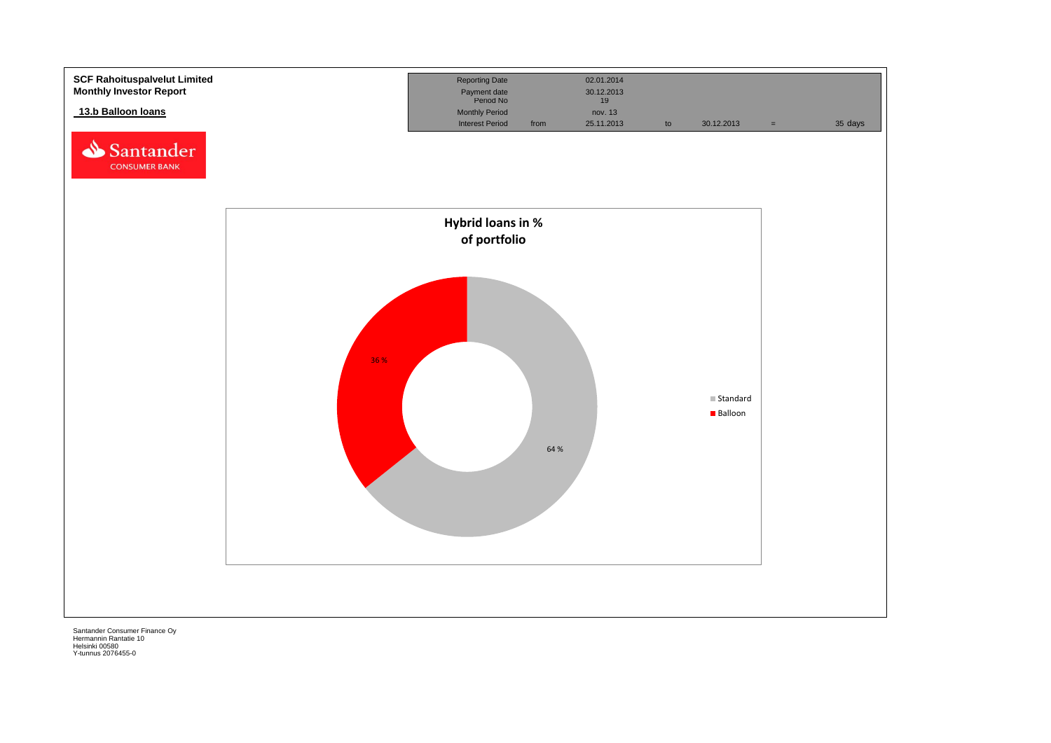**SCF Rahoituspalvelut Limited**
**Monthly Investor Report**

## 13.b Balloon loans

| | | | | | | |
|---|---|---|---|---|---|---|
| Reporting Date | | 02.01.2014 | | | | |
| Payment date | | 30.12.2013 | | | | |
| Period No | | 19 | | | | |
| Monthly Period | | nov. 13 | | | | |
| Interest Period | from | 25.11.2013 | to | 30.12.2013 | = | 35 days |

Santander
CONSUMER BANK

**Hybrid loans in % of portfolio**

36 %

64 %

Standard

Balloon

Santander Consumer Finance Oy
Hermannin Rantatie 10
Helsinki 00580
Y-tunnus 2076455-0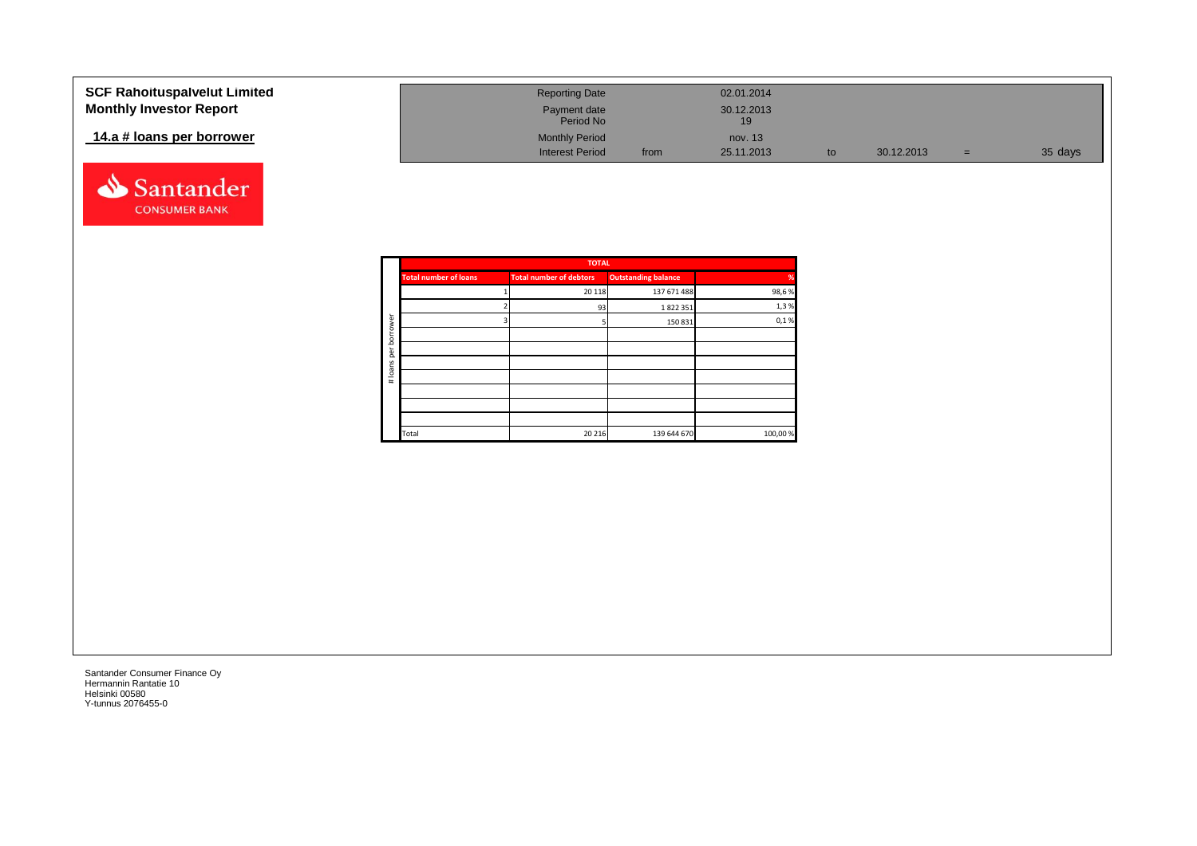**SCF Rahoituspalvelut Limited**
**Monthly Investor Report**

**14.a # loans per borrower**

| | | | | | | |
|---|---|---|---|---|---|---|
| Reporting Date | | 02.01.2014 | | | | |
| Payment date | | 30.12.2013 | | | | |
| Period No | | 19 | | | | |
| Monthly Period | | nov. 13 | | | | |
| Interest Period | from | 25.11.2013 | to | 30.12.2013 | = | 35 days |

# loans per borrower

| TOTAL | | | |
|---|---|---|---|
| Total number of loans | Total number of debtors | Outstanding balance | % |
| 1 | 20 118 | 137 671 488 | 98,6 % |
| 2 | 93 | 1 822 351 | 1,3 % |
| 3 | 5 | 150 831 | 0,1 % |
| | | | |
| | | | |
| | | | |
| | | | |
| | | | |
| | | | |
| | | | |
| Total | 20 216 | 139 644 670 | 100,00 % |

Santander Consumer Finance Oy
Hermannin Rantatie 10
Helsinki 00580
Y-tunnus 2076455-0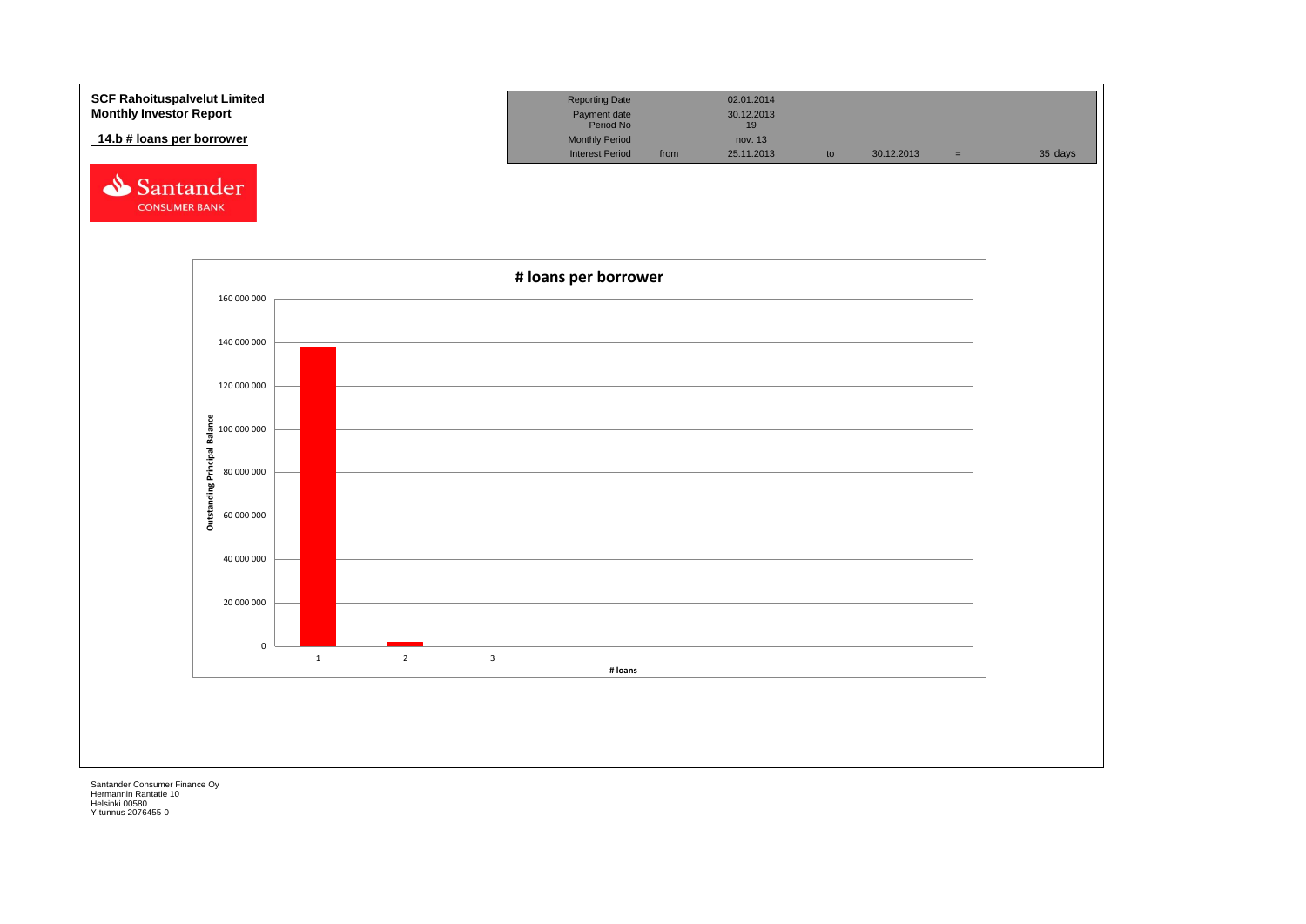**SCF Rahoituspalvelut Limited**
**Monthly Investor Report**

**14.b # loans per borrower**

Santander CONSUMER BANK

| | | | | | | |
|---|---|---|---|---|---|---|
| Reporting Date | | 02.01.2014 | | | | |
| Payment date | | 30.12.2013 | | | | |
| Period No | | 19 | | | | |
| Monthly Period | | nov. 13 | | | | |
| Interest Period | from | 25.11.2013 | to | 30.12.2013 | = | 35 days |

# loans per borrower

Outstanding Principal Balance

160 000 000
140 000 000
120 000 000
100 000 000
80 000 000
60 000 000
40 000 000
20 000 000
0

1
2
3

# loans

Santander Consumer Finance Oy
Hermannin Rantatie 10
Helsinki 00580
Y-tunnus 2076455-0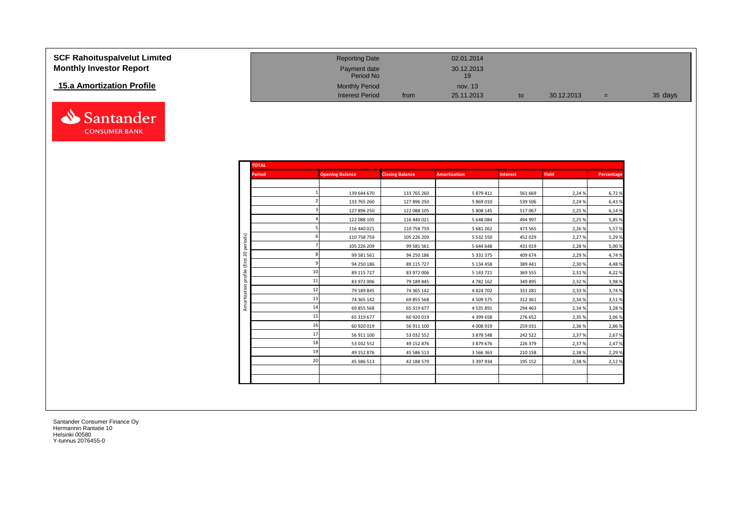# SCF Rahoituspalvelut Limited
## Monthly Investor Report

### 15.a Amortization Profile

| | | | | | | |
|---|---|---|---|---|---|---|
| Reporting Date | | 02.01.2014 | | | | |
| Payment date | | 30.12.2013 | | | | |
| Period No | | 19 | | | | |
| Monthly Period | | nov. 13 | | | | |
| Interest Period | from | 25.11.2013 | to | 30.12.2013 | = | 35 days |

Santander CONSUMER BANK

**TOTAL**

Amortization profile (first 20 periods)

| Period | Opening Balance | Closing Balance | Amortization | Interest | Yield | Percentage |
|---|---|---|---|---|---|---|
| 1 | 139 644 670 | 133 765 260 | 5 879 411 | 561 669 | 2,24 % | 6,72 % |
| 2 | 133 765 260 | 127 896 250 | 5 869 010 | 539 506 | 2,24 % | 6,43 % |
| 3 | 127 896 250 | 122 088 105 | 5 808 145 | 517 067 | 2,25 % | 6,14 % |
| 4 | 122 088 105 | 116 440 021 | 5 648 084 | 494 997 | 2,25 % | 5,85 % |
| 5 | 116 440 021 | 110 758 759 | 5 681 262 | 473 565 | 2,26 % | 5,57 % |
| 6 | 110 758 759 | 105 226 209 | 5 532 550 | 452 029 | 2,27 % | 5,29 % |
| 7 | 105 226 209 | 99 581 561 | 5 644 648 | 431 019 | 2,28 % | 5,00 % |
| 8 | 99 581 561 | 94 250 186 | 5 331 375 | 409 674 | 2,29 % | 4,74 % |
| 9 | 94 250 186 | 89 115 727 | 5 134 458 | 389 441 | 2,30 % | 4,48 % |
| 10 | 89 115 727 | 83 972 006 | 5 143 721 | 369 555 | 2,31 % | 4,22 % |
| 11 | 83 972 006 | 79 189 845 | 4 782 162 | 349 895 | 2,32 % | 3,98 % |
| 12 | 79 189 845 | 74 365 142 | 4 824 702 | 331 281 | 2,33 % | 3,74 % |
| 13 | 74 365 142 | 69 855 568 | 4 509 575 | 312 361 | 2,34 % | 3,51 % |
| 14 | 69 855 568 | 65 319 677 | 4 535 891 | 294 463 | 2,34 % | 3,28 % |
| 15 | 65 319 677 | 60 920 019 | 4 399 658 | 276 652 | 2,35 % | 3,06 % |
| 16 | 60 920 019 | 56 911 100 | 4 008 919 | 259 031 | 2,36 % | 2,86 % |
| 17 | 56 911 100 | 53 032 552 | 3 878 548 | 242 522 | 2,37 % | 2,67 % |
| 18 | 53 032 552 | 49 152 876 | 3 879 676 | 226 379 | 2,37 % | 2,47 % |
| 19 | 49 152 876 | 45 586 513 | 3 566 363 | 210 158 | 2,38 % | 2,29 % |
| 20 | 45 586 513 | 42 188 579 | 3 397 934 | 195 152 | 2,38 % | 2,12 % |

Santander Consumer Finance Oy
Hermannin Rantatie 10
Helsinki 00580
Y-tunnus 2076455-0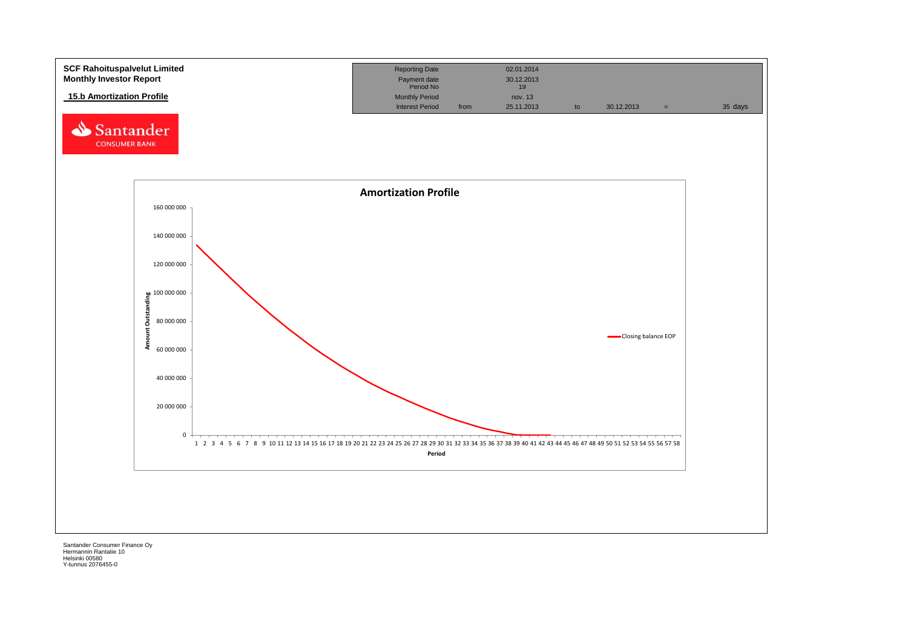**SCF Rahoituspalvelut Limited**
**Monthly Investor Report**

**15.b Amortization Profile**

| | | | | | | |
|---|---|---|---|---|---|---|
| Reporting Date | | 02.01.2014 | | | | |
| Payment date | | 30.12.2013 | | | | |
| Period No | | 19 | | | | |
| Monthly Period | | nov. 13 | | | | |
| Interest Period | from | 25.11.2013 | to | 30.12.2013 | = | 35 days |

Santander CONSUMER BANK

Amortization Profile

Amount Outstanding

160 000 000
140 000 000
120 000 000
100 000 000
80 000 000
60 000 000
40 000 000
20 000 000
0

1 2 3 4 5 6 7 8 9 10 11 12 13 14 15 16 17 18 19 20 21 22 23 24 25 26 27 28 29 30 31 32 33 34 35 36 37 38 39 40 41 42 43 44 45 46 47 48 49 50 51 52 53 54 55 56 57 58

Period

Closing balance EOP

Santander Consumer Finance Oy
Hermannin Rantatie 10
Helsinki 00580
Y-tunnus 2076455-0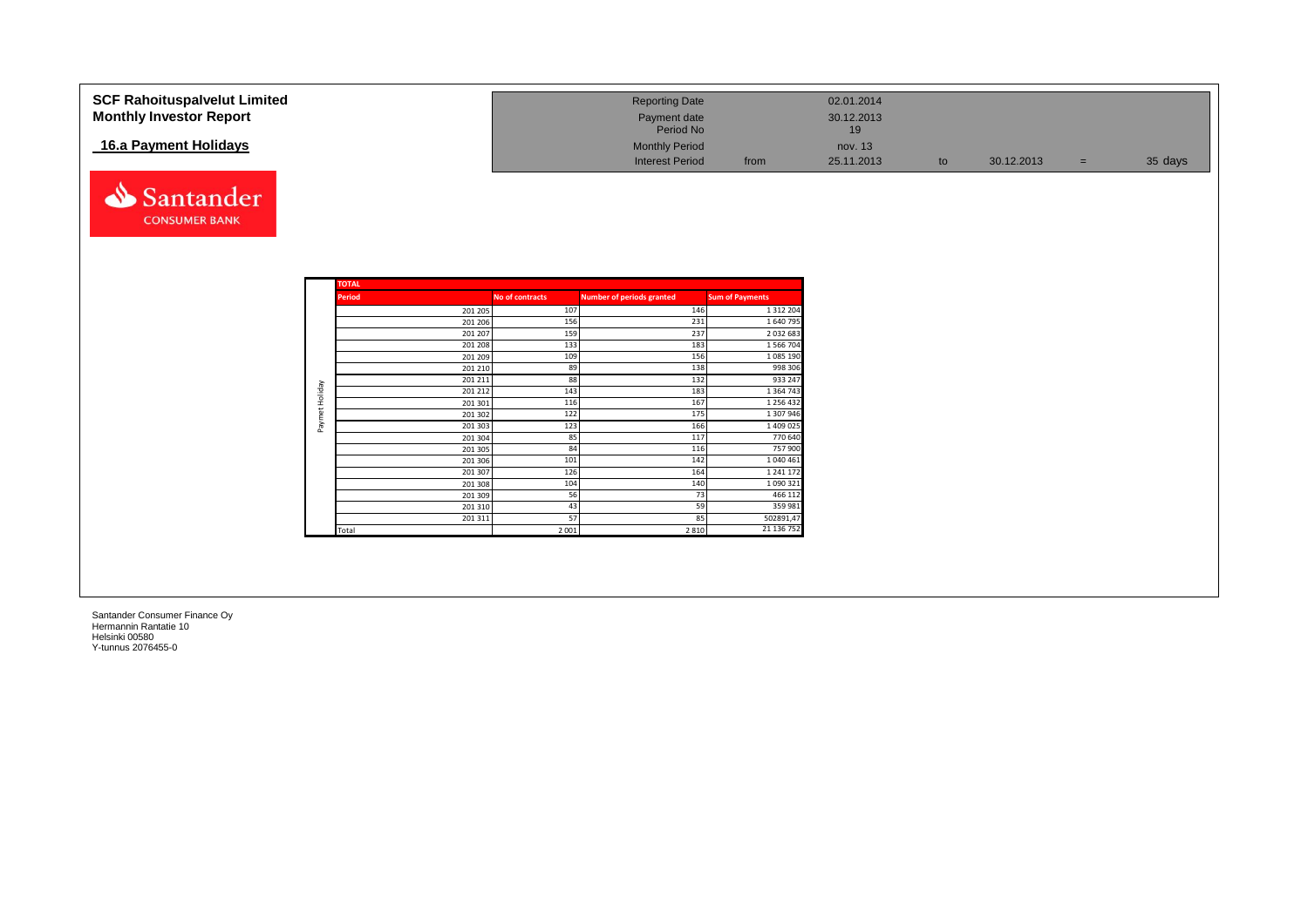# SCF Rahoituspalvelut Limited
# Monthly Investor Report

## 16.a Payment Holidays

| | | | | | | | |
|---|---|---|---|---|---|---|---|
| Reporting Date | | 02.01.2014 | | | | | |
| Payment date | | 30.12.2013 | | | | | |
| Period No | | 19 | | | | | |
| Monthly Period | | nov. 13 | | | | | |
| Interest Period | from | 25.11.2013 | to | 30.12.2013 | = | 35 days | |

**TOTAL**

| | Period | No of contracts | Number of periods granted | Sum of Payments |
|---|---|---|---|---|
| Paymet Holiday | 201 205 | 107 | 146 | 1 312 204 |
| | 201 206 | 156 | 231 | 1 640 795 |
| | 201 207 | 159 | 237 | 2 032 683 |
| | 201 208 | 133 | 183 | 1 566 704 |
| | 201 209 | 109 | 156 | 1 085 190 |
| | 201 210 | 89 | 138 | 998 306 |
| | 201 211 | 88 | 132 | 933 247 |
| | 201 212 | 143 | 183 | 1 364 743 |
| | 201 301 | 116 | 167 | 1 256 432 |
| | 201 302 | 122 | 175 | 1 307 946 |
| | 201 303 | 123 | 166 | 1 409 025 |
| | 201 304 | 85 | 117 | 770 640 |
| | 201 305 | 84 | 116 | 757 900 |
| | 201 306 | 101 | 142 | 1 040 461 |
| | 201 307 | 126 | 164 | 1 241 172 |
| | 201 308 | 104 | 140 | 1 090 321 |
| | 201 309 | 56 | 73 | 466 112 |
| | 201 310 | 43 | 59 | 359 981 |
| | 201 311 | 57 | 85 | 502891,47 |
| | Total | 2 001 | 2 810 | 21 136 752 |

Santander Consumer Finance Oy
Hermannin Rantatie 10
Helsinki 00580
Y-tunnus 2076455-0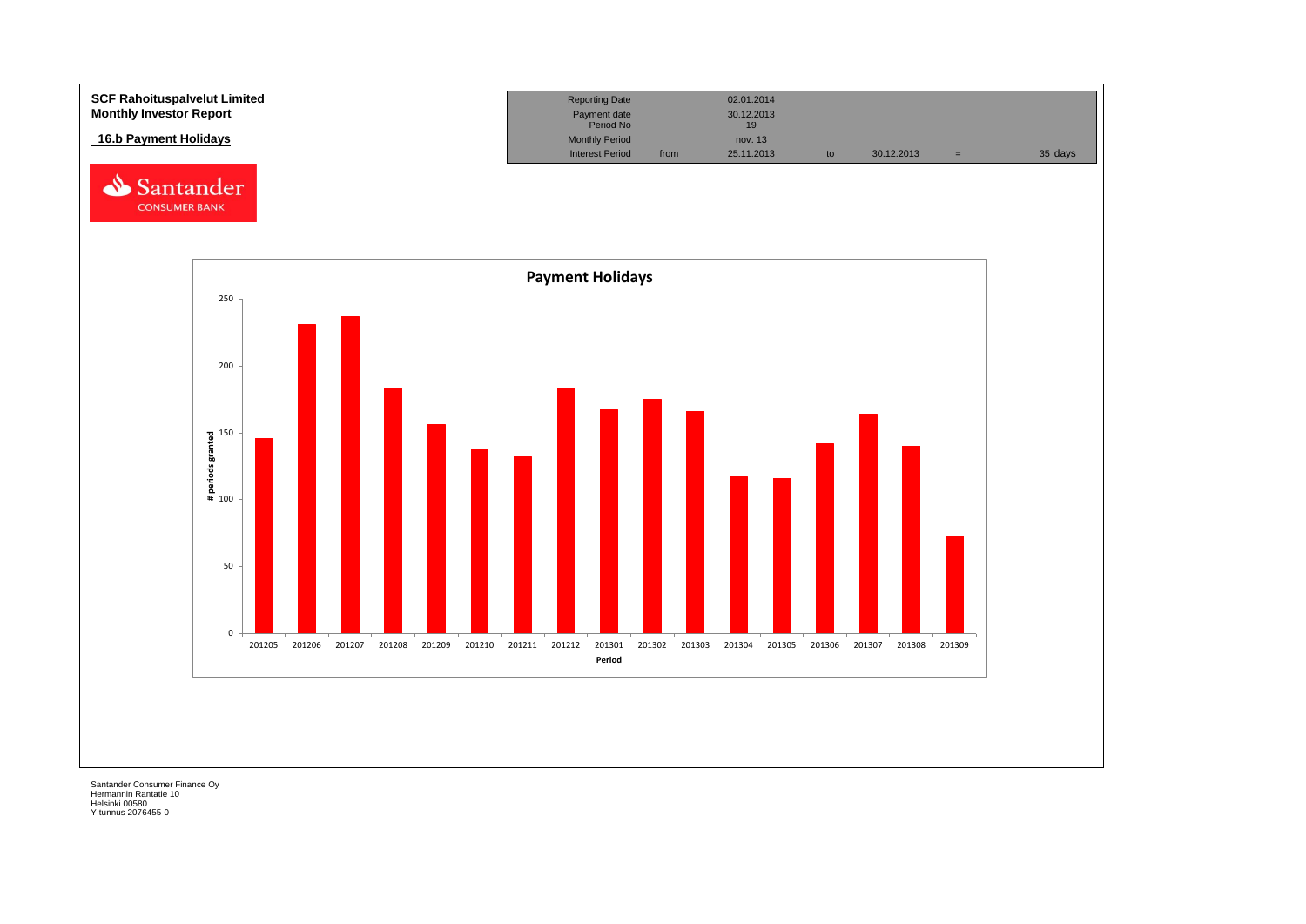**SCF Rahoituspalvelut Limited**
**Monthly Investor Report**

**16.b Payment Holidays**

| | | | | | | |
|---|---|---|---|---|---|---|
| Reporting Date | | 02.01.2014 | | | | |
| Payment date | | 30.12.2013 | | | | |
| Period No | | 19 | | | | |
| Monthly Period | | nov. 13 | | | | |
| Interest Period | from | 25.11.2013 | to | 30.12.2013 | = | 35 days |

Payment Holidays

\# periods granted

250
200
150
100
50
0

201205
201206
201207
201208
201209
201210
201211
201212
201301
201302
201303
201304
201305
201306
201307
201308
201309

Period

Santander Consumer Finance Oy
Hermannin Rantatie 10
Helsinki 00580
Y-tunnus 2076455-0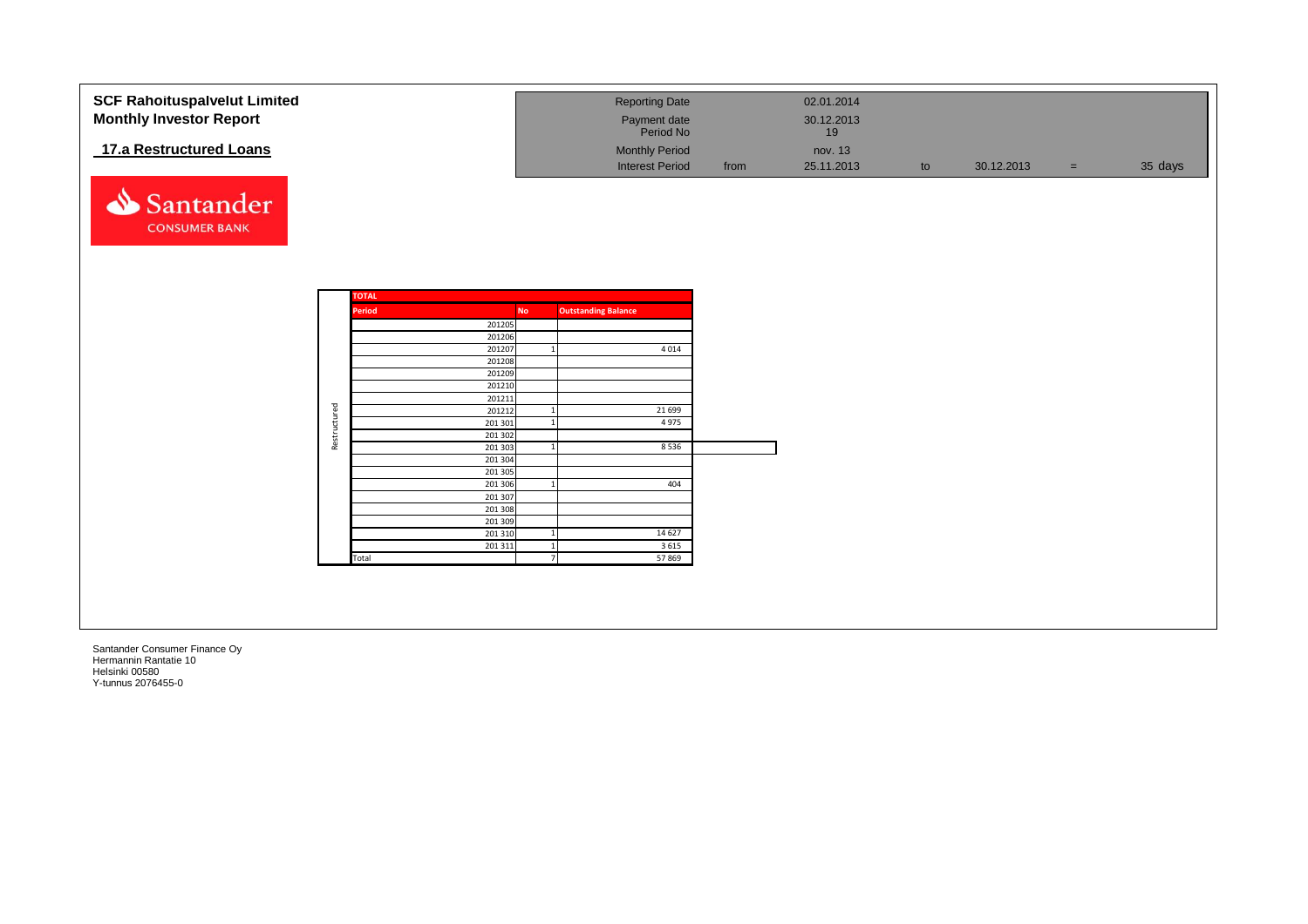**SCF Rahoituspalvelut Limited**
**Monthly Investor Report**

## 17.a Restructured Loans

| | | | | | | |
|---|---|---|---|---|---|---|
| Reporting Date | | 02.01.2014 | | | | |
| Payment date | | 30.12.2013 | | | | |
| Period No | | 19 | | | | |
| Monthly Period | | nov. 13 | | | | |
| Interest Period | from | 25.11.2013 | to | 30.12.2013 | = | 35 days |

| | TOTAL | | |
|---|---|---|---|
| | Period | No | Outstanding Balance |
| Restructured | 201205 | | |
| | 201206 | | |
| | 201207 | 1 | 4 014 |
| | 201208 | | |
| | 201209 | | |
| | 201210 | | |
| | 201211 | | |
| | 201212 | 1 | 21 699 |
| | 201 301 | 1 | 4 975 |
| | 201 302 | | |
| | 201 303 | 1 | 8 536 |
| | 201 304 | | |
| | 201 305 | | |
| | 201 306 | 1 | 404 |
| | 201 307 | | |
| | 201 308 | | |
| | 201 309 | | |
| | 201 310 | 1 | 14 627 |
| | 201 311 | 1 | 3 615 |
| | Total | 7 | 57 869 |

Santander Consumer Finance Oy
Hermannin Rantatie 10
Helsinki 00580
Y-tunnus 2076455-0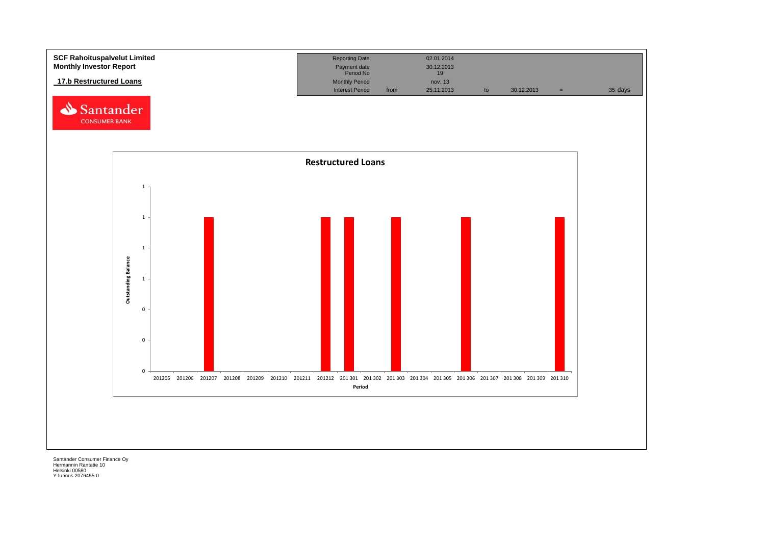**SCF Rahoituspalvelut Limited**
**Monthly Investor Report**

## 17.b Restructured Loans

| | | | | | | | |
|---|---|---|---|---|---|---|---|
| Reporting Date | | 02.01.2014 | | | | | |
| Payment date | | 30.12.2013 | | | | | |
| Period No | | 19 | | | | | |
| Monthly Period | | nov. 13 | | | | | |
| Interest Period | from | 25.11.2013 | to | 30.12.2013 | = | | 35 days |

Santander CONSUMER BANK

**Restructured Loans**

Outstanding Balance

1
1
1
1
0
0
0

201205 201206 201207 201208 201209 201210 201211 201212 201301 201302 201303 201304 201305 201306 201307 201308 201309 201310

Period

Santander Consumer Finance Oy
Hermannin Rantatie 10
Helsinki 00580
Y-tunnus 2076455-0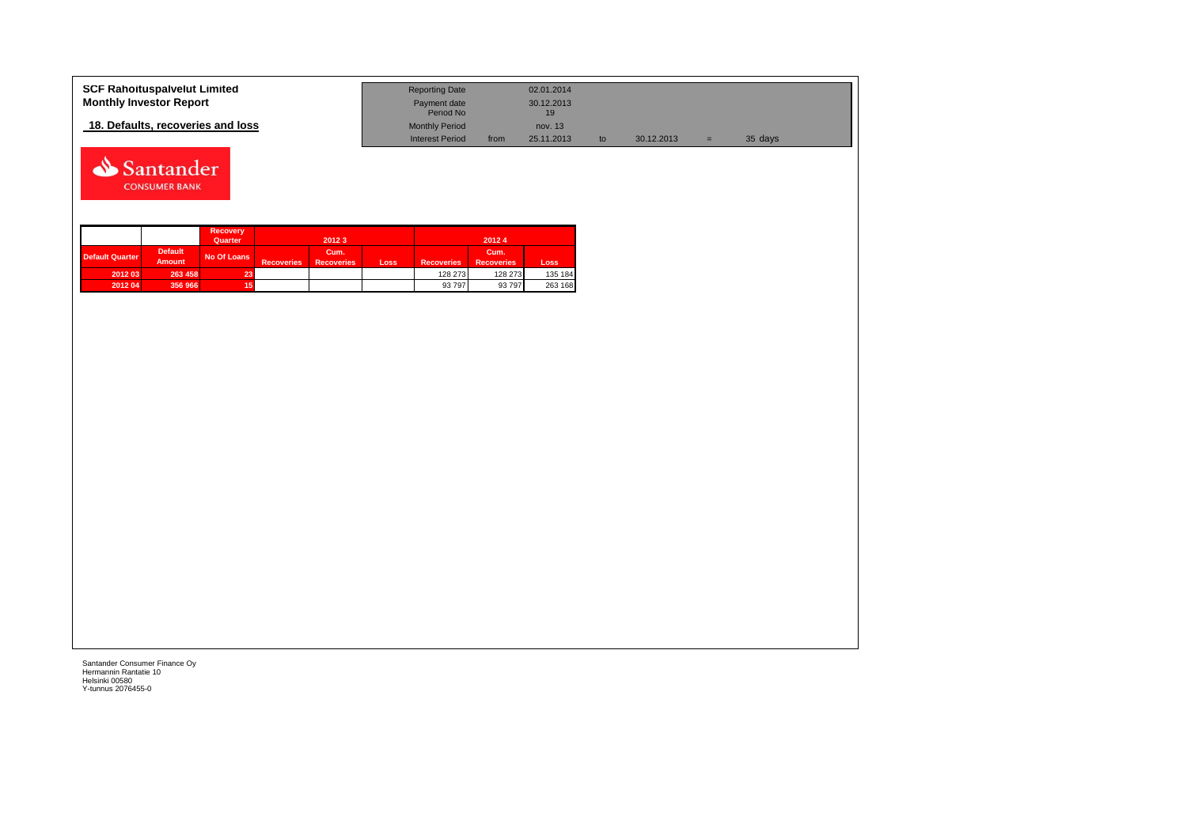**SCF Rahoituspalvelut Limited**
**Monthly Investor Report**

## 18. Defaults, recoveries and loss

| | | | | | | |
|---|---|---|---|---|---|---|
| Reporting Date | | 02.01.2014 | | | | |
| Payment date | | 30.12.2013 | | | | |
| Period No | | 19 | | | | |
| Monthly Period | | nov. 13 | | | | |
| Interest Period | from | 25.11.2013 | to | 30.12.2013 | = | 35 days |

| | | Recovery Quarter | 2012 3 | | | 2012 4 | | |
|---|---|---|---|---|---|---|---|---|
| Default Quarter | Default Amount | No Of Loans | Recoveries | Cum. Recoveries | Loss | Recoveries | Cum. Recoveries | Loss |
| 2012 03 | 263 458 | 23 | | | | 128 273 | 128 273 | 135 184 |
| 2012 04 | 356 966 | 15 | | | | 93 797 | 93 797 | 263 168 |

Santander Consumer Finance Oy
Hermannin Rantatie 10
Helsinki 00580
Y-tunnus 2076455-0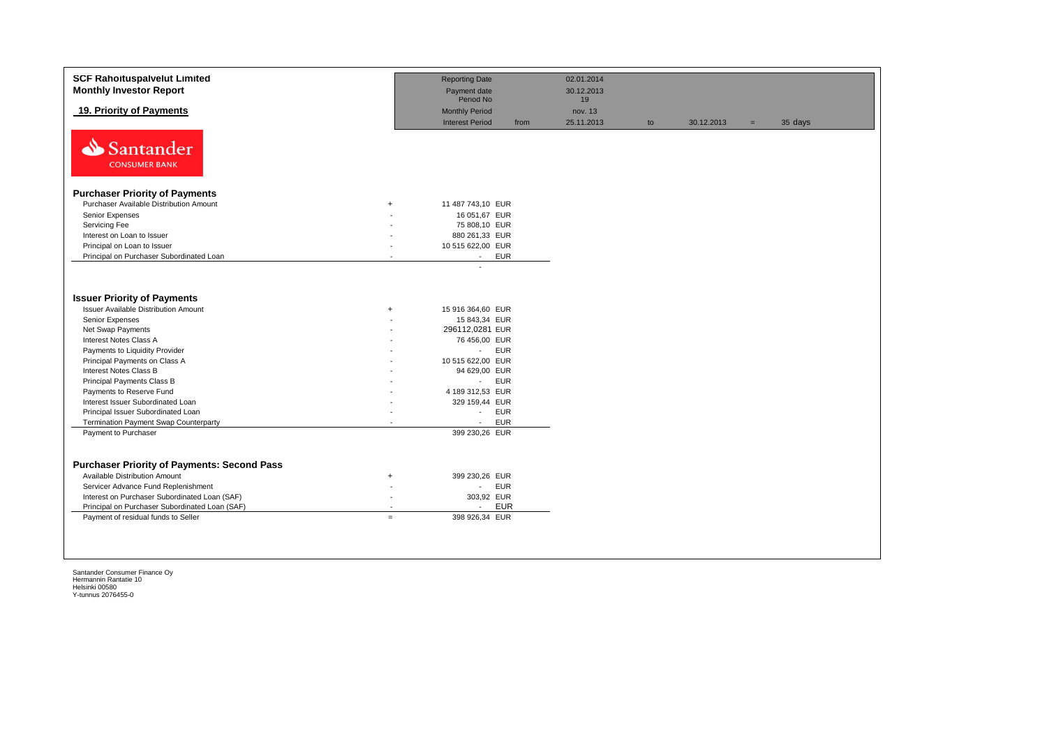**SCF Rahoituspalvelut Limited**
**Monthly Investor Report**

**19. Priority of Payments**

| | | | | | | | |
|---|---|---|---|---|---|---|---|
| Reporting Date | | 02.01.2014 | | | | | |
| Payment date | | 30.12.2013 | | | | | |
| Period No | | 19 | | | | | |
| Monthly Period | | nov. 13 | | | | | |
| Interest Period | from | 25.11.2013 | to | 30.12.2013 | = | 35 | days |

### Purchaser Priority of Payments

| | | | |
|---|---|---|---|
| Purchaser Available Distribution Amount | + | 11 487 743,10 | EUR |
| Senior Expenses | - | 16 051,67 | EUR |
| Servicing Fee | - | 75 808,10 | EUR |
| Interest on Loan to Issuer | - | 880 261,33 | EUR |
| Principal on Loan to Issuer | - | 10 515 622,00 | EUR |
| Principal on Purchaser Subordinated Loan | - | - | EUR |
| | | - | |

### Issuer Priority of Payments

| | | | |
|---|---|---|---|
| Issuer Available Distribution Amount | + | 15 916 364,60 | EUR |
| Senior Expenses | - | 15 843,34 | EUR |
| Net Swap Payments | - | 296112,0281 | EUR |
| Interest Notes Class A | - | 76 456,00 | EUR |
| Payments to Liquidity Provider | - | - | EUR |
| Principal Payments on Class A | - | 10 515 622,00 | EUR |
| Interest Notes Class B | - | 94 629,00 | EUR |
| Principal Payments Class B | - | - | EUR |
| Payments to Reserve Fund | - | 4 189 312,53 | EUR |
| Interest Issuer Subordinated Loan | - | 329 159,44 | EUR |
| Principal Issuer Subordinated Loan | - | - | EUR |
| Termination Payment Swap Counterparty | - | - | EUR |
| Payment to Purchaser | | 399 230,26 | EUR |

### Purchaser Priority of Payments: Second Pass

| | | | |
|---|---|---|---|
| Available Distribution Amount | + | 399 230,26 | EUR |
| Servicer Advance Fund Replenishment | - | - | EUR |
| Interest on Purchaser Subordinated Loan (SAF) | - | 303,92 | EUR |
| Principal on Purchaser Subordinated Loan (SAF) | - | - | EUR |
| Payment of residual funds to Seller | = | 398 926,34 | EUR |

Santander Consumer Finance Oy
Hermannin Rantatie 10
Helsinki 00580
Y-tunnus 2076455-0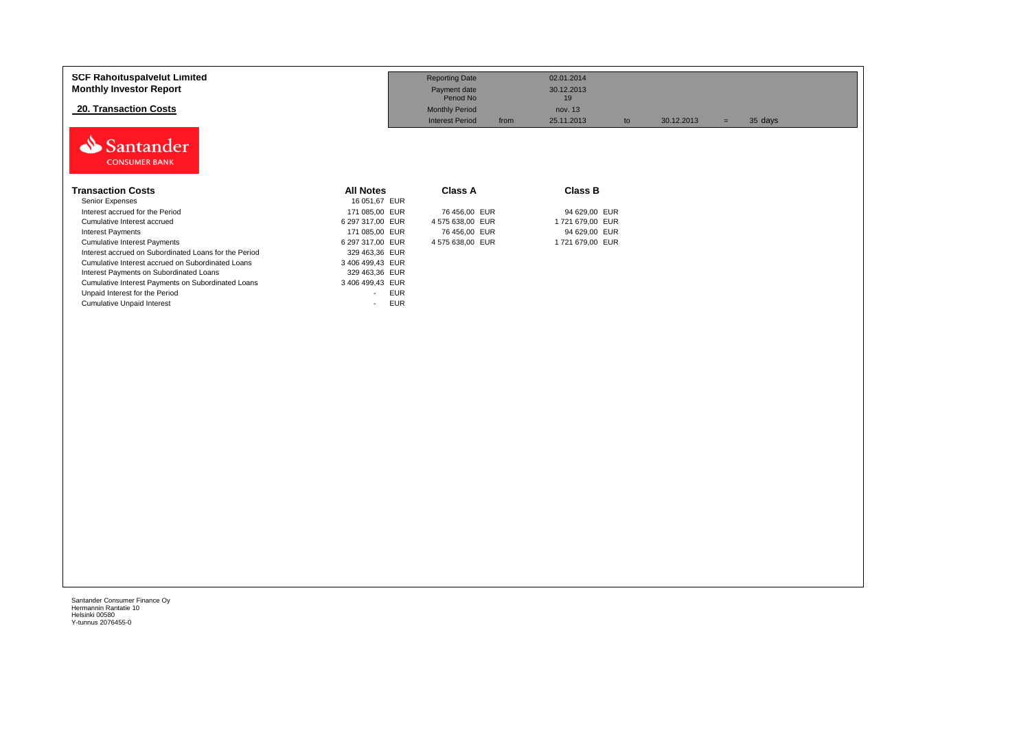**SCF Rahoituspalvelut Limited**
**Monthly Investor Report**

## 20. Transaction Costs

| | | | | | | | |
|---|---|---|---|---|---|---|---|
| Reporting Date | | 02.01.2014 | | | | | |
| Payment date | | 30.12.2013 | | | | | |
| Period No | | 19 | | | | | |
| Monthly Period | | nov. 13 | | | | | |
| Interest Period | from | 25.11.2013 | to | 30.12.2013 | = | 35 days | |

Santander CONSUMER BANK

| Transaction Costs | All Notes | | Class A | | Class B | |
|---|---|---|---|---|---|---|
| Senior Expenses | 16 051,67 | EUR | | | | |
| Interest accrued for the Period | 171 085,00 | EUR | 76 456,00 | EUR | 94 629,00 | EUR |
| Cumulative Interest accrued | 6 297 317,00 | EUR | 4 575 638,00 | EUR | 1 721 679,00 | EUR |
| Interest Payments | 171 085,00 | EUR | 76 456,00 | EUR | 94 629,00 | EUR |
| Cumulative Interest Payments | 6 297 317,00 | EUR | 4 575 638,00 | EUR | 1 721 679,00 | EUR |
| Interest accrued on Subordinated Loans for the Period | 329 463,36 | EUR | | | | |
| Cumulative Interest accrued on Subordinated Loans | 3 406 499,43 | EUR | | | | |
| Interest Payments on Subordinated Loans | 329 463,36 | EUR | | | | |
| Cumulative Interest Payments on Subordinated Loans | 3 406 499,43 | EUR | | | | |
| Unpaid Interest for the Period | - | EUR | | | | |
| Cumulative Unpaid Interest | - | EUR | | | | |

Santander Consumer Finance Oy
Hermannin Rantatie 10
Helsinki 00580
Y-tunnus 2076455-0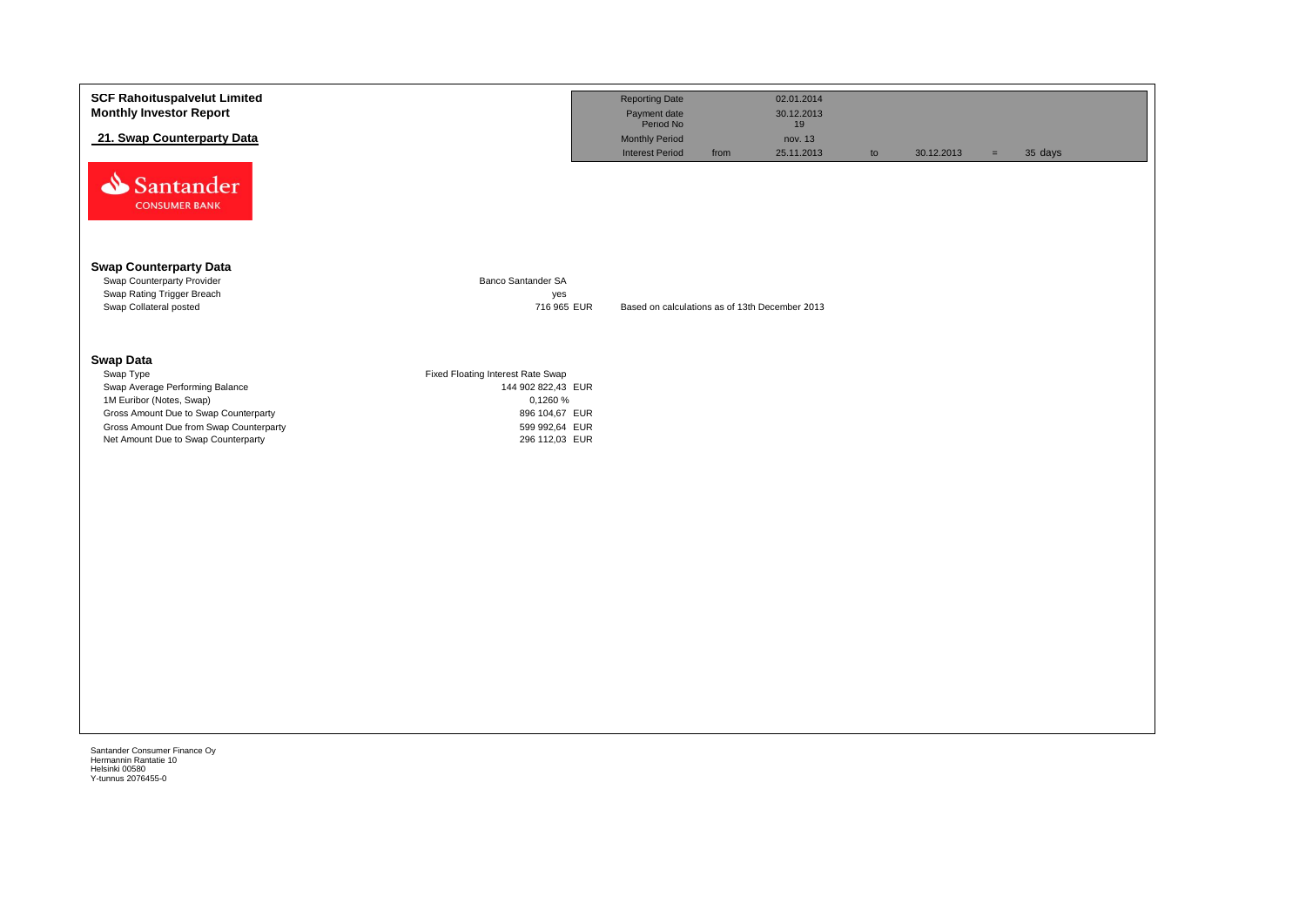**SCF Rahoituspalvelut Limited**
**Monthly Investor Report**

**21. Swap Counterparty Data**

| | | | | | | | |
|---|---|---|---|---|---|---|---|
| Reporting Date | | 02.01.2014 | | | | | |
| Payment date | | 30.12.2013 | | | | | |
| Period No | | 19 | | | | | |
| Monthly Period | | nov. 13 | | | | | |
| Interest Period | from | 25.11.2013 | to | 30.12.2013 | = | 35 days | |

## Swap Counterparty Data

| | | |
|---|---|---|
| Swap Counterparty Provider | Banco Santander SA | |
| Swap Rating Trigger Breach | yes | |
| Swap Collateral posted | 716 965 EUR | Based on calculations as of 13th December 2013 |

## Swap Data

| | |
|---|---|
| Swap Type | Fixed Floating Interest Rate Swap |
| Swap Average Performing Balance | 144 902 822,43 EUR |
| 1M Euribor (Notes, Swap) | 0,1260 % |
| Gross Amount Due to Swap Counterparty | 896 104,67 EUR |
| Gross Amount Due from Swap Counterparty | 599 992,64 EUR |
| Net Amount Due to Swap Counterparty | 296 112,03 EUR |

Santander Consumer Finance Oy
Hermannin Rantatie 10
Helsinki 00580
Y-tunnus 2076455-0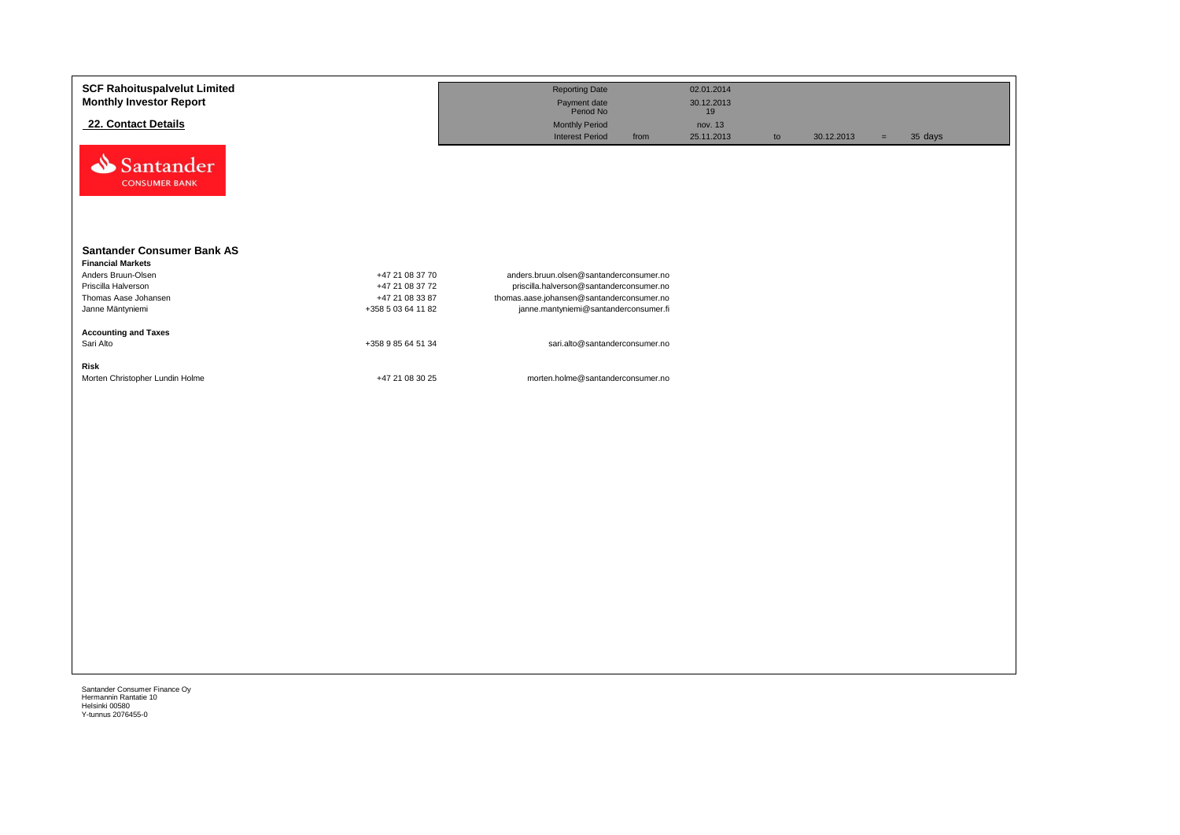**SCF Rahoituspalvelut Limited**
**Monthly Investor Report**

## 22. Contact Details

| | | | | | | | |
|---|---|---|---|---|---|---|---|
| Reporting Date | | 02.01.2014 | | | | | |
| Payment date | | 30.12.2013 | | | | | |
| Period No | | 19 | | | | | |
| Monthly Period | | nov. 13 | | | | | |
| Interest Period | from | 25.11.2013 | to | 30.12.2013 | = | 35 | days |

Santander CONSUMER BANK

### Santander Consumer Bank AS

**Financial Markets**

| | | |
|---|---|---|
| Anders Bruun-Olsen | +47 21 08 37 70 | anders.bruun.olsen@santanderconsumer.no |
| Priscilla Halverson | +47 21 08 37 72 | priscilla.halverson@santanderconsumer.no |
| Thomas Aase Johansen | +47 21 08 33 87 | thomas.aase.johansen@santanderconsumer.no |
| Janne Mäntyniemi | +358 5 03 64 11 82 | janne.mantyniemi@santanderconsumer.fi |

**Accounting and Taxes**

| | | |
|---|---|---|
| Sari Alto | +358 9 85 64 51 34 | sari.alto@santanderconsumer.no |

**Risk**

| | | |
|---|---|---|
| Morten Christopher Lundin Holme | +47 21 08 30 25 | morten.holme@santanderconsumer.no |

Santander Consumer Finance Oy
Hermannin Rantatie 10
Helsinki 00580
Y-tunnus 2076455-0